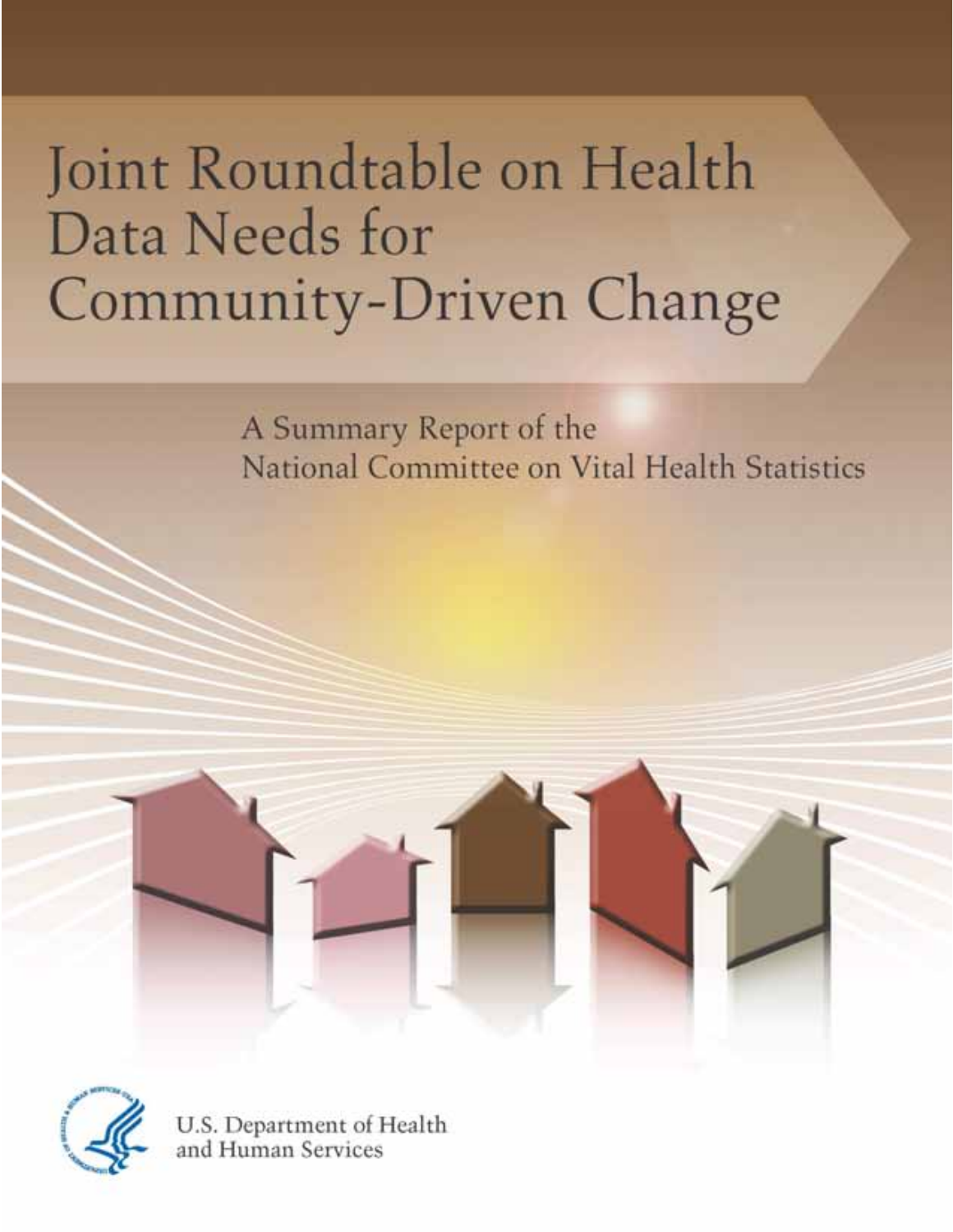# Joint Roundtable on Health Data Needs for Community-Driven Change

A Summary Report of the National Committee on Vital Health Statistics

U.S. Department of Health and Human Services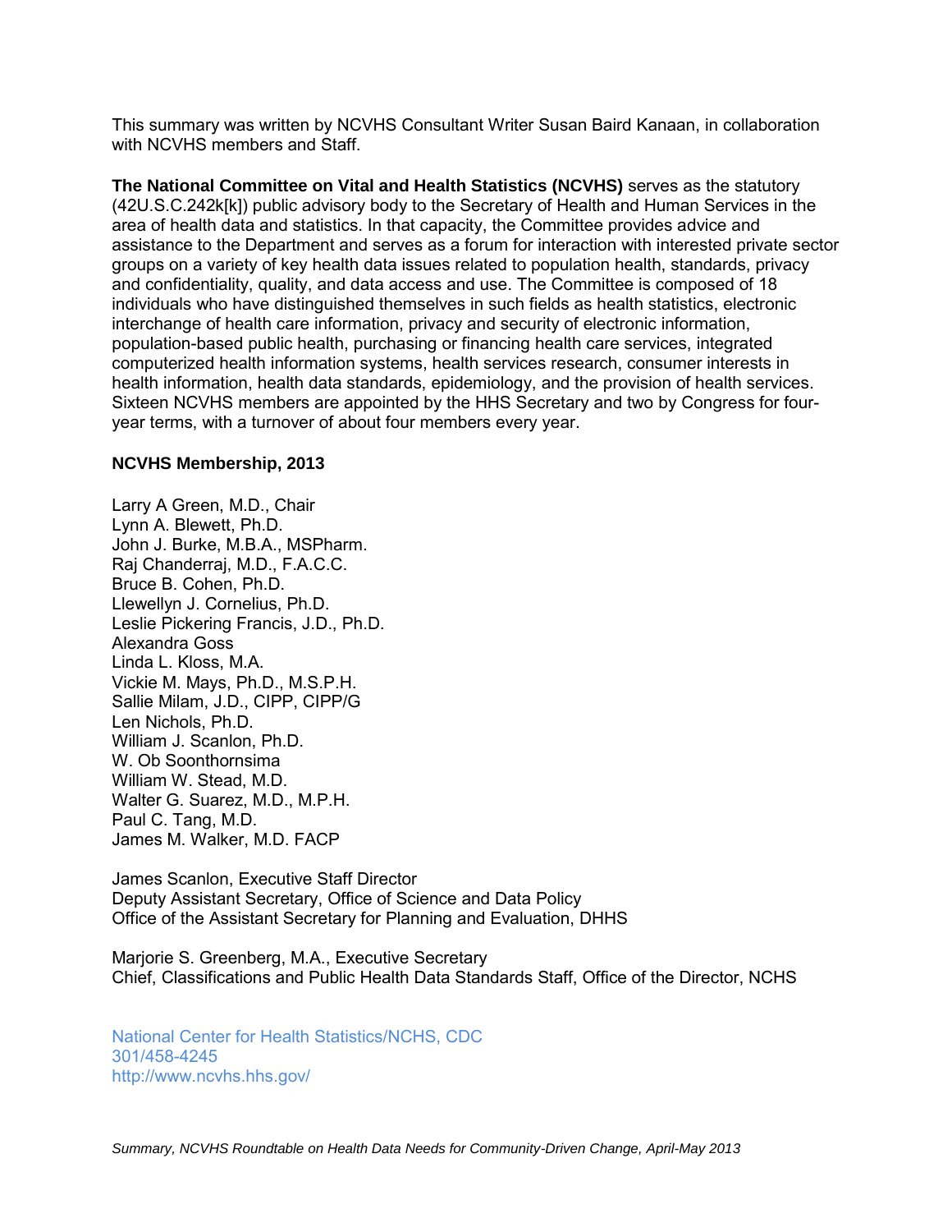This summary was written by NCVHS Consultant Writer Susan Baird Kanaan, in collaboration with NCVHS members and Staff.

**The National Committee on Vital and Health Statistics (NCVHS)** serves as the statutory (42U.S.C.242k[k]) public advisory body to the Secretary of Health and Human Services in the area of health data and statistics. In that capacity, the Committee provides advice and assistance to the Department and serves as a forum for interaction with interested private sector groups on a variety of key health data issues related to population health, standards, privacy and confidentiality, quality, and data access and use. The Committee is composed of 18 individuals who have distinguished themselves in such fields as health statistics, electronic interchange of health care information, privacy and security of electronic information, population-based public health, purchasing or financing health care services, integrated computerized health information systems, health services research, consumer interests in health information, health data standards, epidemiology, and the provision of health services. Sixteen NCVHS members are appointed by the HHS Secretary and two by Congress for four-year terms, with a turnover of about four members every year.

**NCVHS Membership, 2013**

Larry A Green, M.D., Chair
Lynn A. Blewett, Ph.D.
John J. Burke, M.B.A., MSPharm.
Raj Chanderraj, M.D., F.A.C.C.
Bruce B. Cohen, Ph.D.
Llewellyn J. Cornelius, Ph.D.
Leslie Pickering Francis, J.D., Ph.D.
Alexandra Goss
Linda L. Kloss, M.A.
Vickie M. Mays, Ph.D., M.S.P.H.
Sallie Milam, J.D., CIPP, CIPP/G
Len Nichols, Ph.D.
William J. Scanlon, Ph.D.
W. Ob Soonthornsima
William W. Stead, M.D.
Walter G. Suarez, M.D., M.P.H.
Paul C. Tang, M.D.
James M. Walker, M.D. FACP

James Scanlon, Executive Staff Director
Deputy Assistant Secretary, Office of Science and Data Policy
Office of the Assistant Secretary for Planning and Evaluation, DHHS

Marjorie S. Greenberg, M.A., Executive Secretary
Chief, Classifications and Public Health Data Standards Staff, Office of the Director, NCHS

National Center for Health Statistics/NCHS, CDC
301/458-4245
http://www.ncvhs.hhs.gov/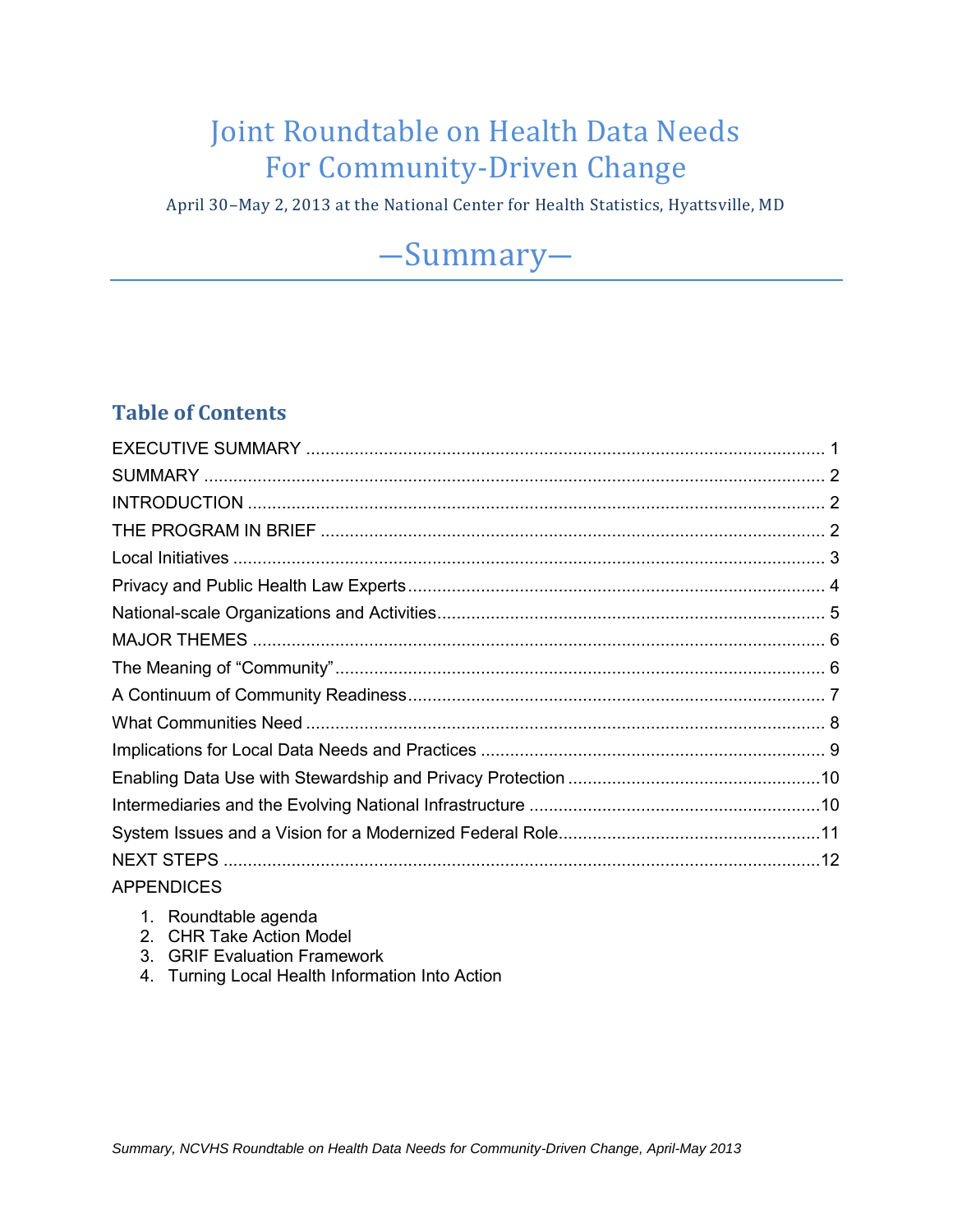# Joint Roundtable on Health Data Needs For Community-Driven Change

April 30–May 2, 2013 at the National Center for Health Statistics, Hyattsville, MD

# —Summary—

## Table of Contents

EXECUTIVE SUMMARY ........................................................................................................ 1
SUMMARY ........................................................................................................................ 2
INTRODUCTION ................................................................................................................ 2
THE PROGRAM IN BRIEF .................................................................................................. 2
Local Initiatives .................................................................................................................. 3
Privacy and Public Health Law Experts .............................................................................. 4
National-scale Organizations and Activities ......................................................................... 5
MAJOR THEMES ................................................................................................................ 6
The Meaning of "Community" ............................................................................................. 6
A Continuum of Community Readiness ............................................................................... 7
What Communities Need ................................................................................................... 8
Implications for Local Data Needs and Practices ................................................................ 9
Enabling Data Use with Stewardship and Privacy Protection ............................................. 10
Intermediaries and the Evolving National Infrastructure ..................................................... 10
System Issues and a Vision for a Modernized Federal Role ............................................... 11
NEXT STEPS .................................................................................................................... 12
APPENDICES

1. Roundtable agenda
2. CHR Take Action Model
3. GRIF Evaluation Framework
4. Turning Local Health Information Into Action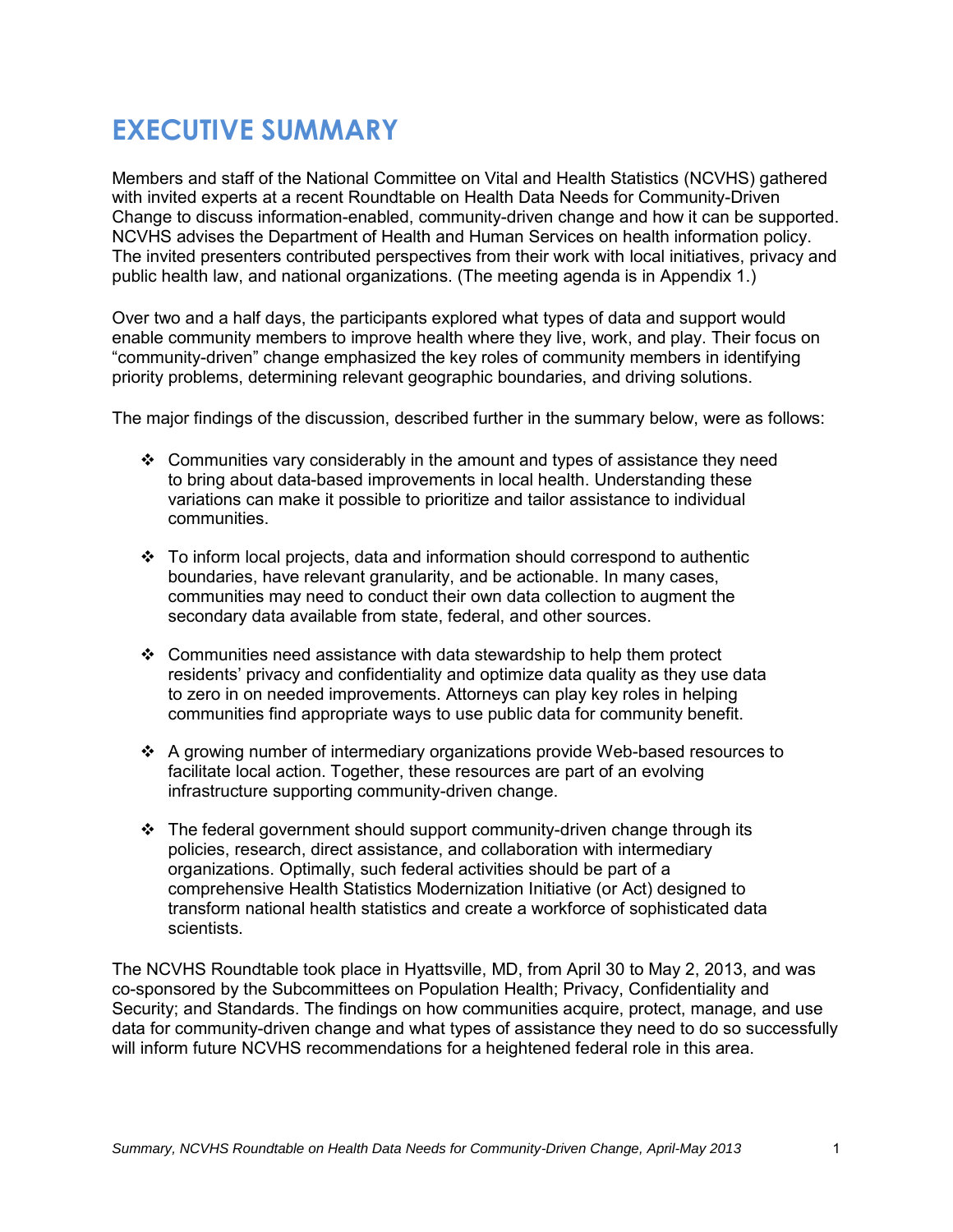# EXECUTIVE SUMMARY

Members and staff of the National Committee on Vital and Health Statistics (NCVHS) gathered with invited experts at a recent Roundtable on Health Data Needs for Community-Driven Change to discuss information-enabled, community-driven change and how it can be supported. NCVHS advises the Department of Health and Human Services on health information policy. The invited presenters contributed perspectives from their work with local initiatives, privacy and public health law, and national organizations. (The meeting agenda is in Appendix 1.)

Over two and a half days, the participants explored what types of data and support would enable community members to improve health where they live, work, and play. Their focus on "community-driven" change emphasized the key roles of community members in identifying priority problems, determining relevant geographic boundaries, and driving solutions.

The major findings of the discussion, described further in the summary below, were as follows:

- Communities vary considerably in the amount and types of assistance they need to bring about data-based improvements in local health. Understanding these variations can make it possible to prioritize and tailor assistance to individual communities.

- To inform local projects, data and information should correspond to authentic boundaries, have relevant granularity, and be actionable. In many cases, communities may need to conduct their own data collection to augment the secondary data available from state, federal, and other sources.

- Communities need assistance with data stewardship to help them protect residents' privacy and confidentiality and optimize data quality as they use data to zero in on needed improvements. Attorneys can play key roles in helping communities find appropriate ways to use public data for community benefit.

- A growing number of intermediary organizations provide Web-based resources to facilitate local action. Together, these resources are part of an evolving infrastructure supporting community-driven change.

- The federal government should support community-driven change through its policies, research, direct assistance, and collaboration with intermediary organizations. Optimally, such federal activities should be part of a comprehensive Health Statistics Modernization Initiative (or Act) designed to transform national health statistics and create a workforce of sophisticated data scientists.

The NCVHS Roundtable took place in Hyattsville, MD, from April 30 to May 2, 2013, and was co-sponsored by the Subcommittees on Population Health; Privacy, Confidentiality and Security; and Standards. The findings on how communities acquire, protect, manage, and use data for community-driven change and what types of assistance they need to do so successfully will inform future NCVHS recommendations for a heightened federal role in this area.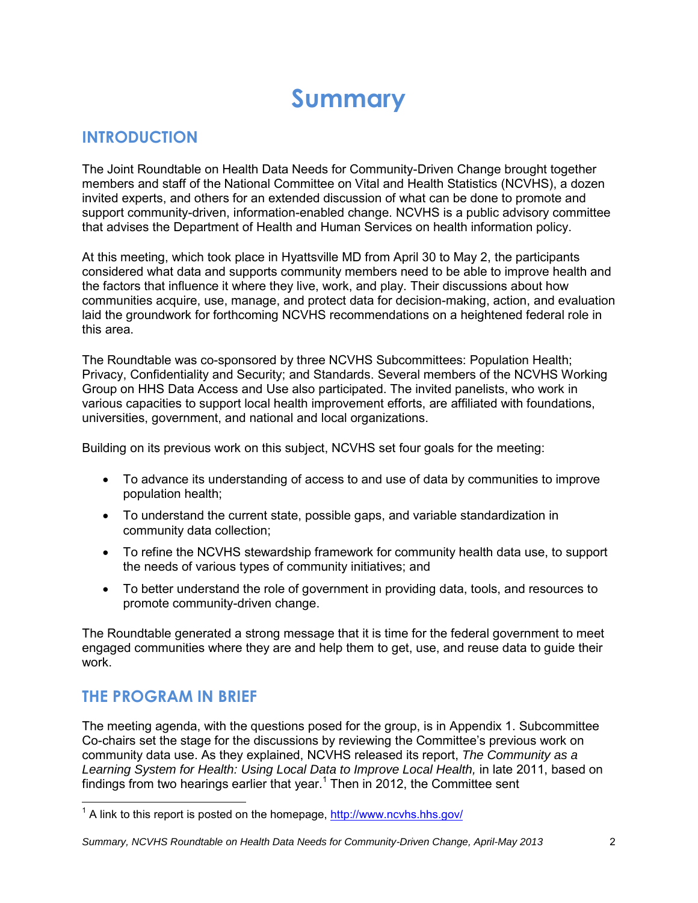# Summary

## INTRODUCTION

The Joint Roundtable on Health Data Needs for Community-Driven Change brought together members and staff of the National Committee on Vital and Health Statistics (NCVHS), a dozen invited experts, and others for an extended discussion of what can be done to promote and support community-driven, information-enabled change. NCVHS is a public advisory committee that advises the Department of Health and Human Services on health information policy.

At this meeting, which took place in Hyattsville MD from April 30 to May 2, the participants considered what data and supports community members need to be able to improve health and the factors that influence it where they live, work, and play. Their discussions about how communities acquire, use, manage, and protect data for decision-making, action, and evaluation laid the groundwork for forthcoming NCVHS recommendations on a heightened federal role in this area.

The Roundtable was co-sponsored by three NCVHS Subcommittees: Population Health; Privacy, Confidentiality and Security; and Standards. Several members of the NCVHS Working Group on HHS Data Access and Use also participated. The invited panelists, who work in various capacities to support local health improvement efforts, are affiliated with foundations, universities, government, and national and local organizations.

Building on its previous work on this subject, NCVHS set four goals for the meeting:

- To advance its understanding of access to and use of data by communities to improve population health;
- To understand the current state, possible gaps, and variable standardization in community data collection;
- To refine the NCVHS stewardship framework for community health data use, to support the needs of various types of community initiatives; and
- To better understand the role of government in providing data, tools, and resources to promote community-driven change.

The Roundtable generated a strong message that it is time for the federal government to meet engaged communities where they are and help them to get, use, and reuse data to guide their work.

## THE PROGRAM IN BRIEF

The meeting agenda, with the questions posed for the group, is in Appendix 1. Subcommittee Co-chairs set the stage for the discussions by reviewing the Committee's previous work on community data use. As they explained, NCVHS released its report, *The Community as a Learning System for Health: Using Local Data to Improve Local Health,* in late 2011, based on findings from two hearings earlier that year.[1] Then in 2012, the Committee sent

[1] A link to this report is posted on the homepage, http://www.ncvhs.hhs.gov/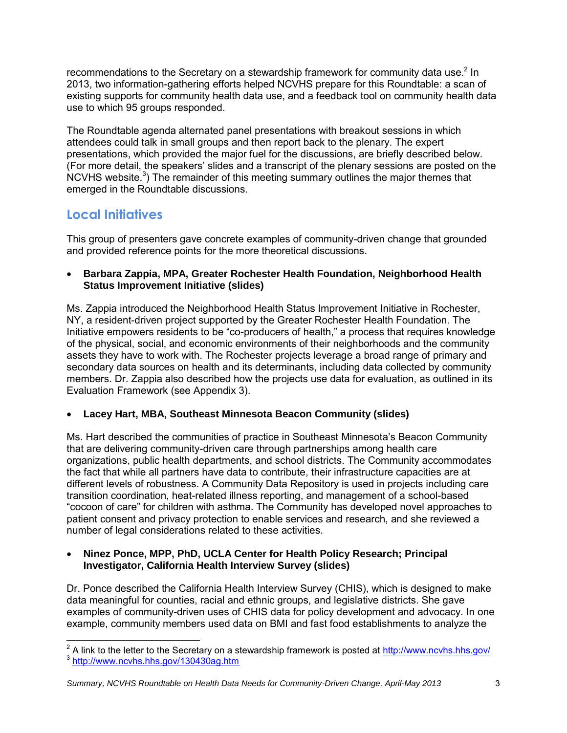recommendations to the Secretary on a stewardship framework for community data use.[2] In 2013, two information-gathering efforts helped NCVHS prepare for this Roundtable: a scan of existing supports for community health data use, and a feedback tool on community health data use to which 95 groups responded.

The Roundtable agenda alternated panel presentations with breakout sessions in which attendees could talk in small groups and then report back to the plenary. The expert presentations, which provided the major fuel for the discussions, are briefly described below. (For more detail, the speakers' slides and a transcript of the plenary sessions are posted on the NCVHS website.[3]) The remainder of this meeting summary outlines the major themes that emerged in the Roundtable discussions.

## Local Initiatives

This group of presenters gave concrete examples of community-driven change that grounded and provided reference points for the more theoretical discussions.

- **Barbara Zappia, MPA, Greater Rochester Health Foundation, Neighborhood Health Status Improvement Initiative (slides)**

Ms. Zappia introduced the Neighborhood Health Status Improvement Initiative in Rochester, NY, a resident-driven project supported by the Greater Rochester Health Foundation. The Initiative empowers residents to be "co-producers of health," a process that requires knowledge of the physical, social, and economic environments of their neighborhoods and the community assets they have to work with. The Rochester projects leverage a broad range of primary and secondary data sources on health and its determinants, including data collected by community members. Dr. Zappia also described how the projects use data for evaluation, as outlined in its Evaluation Framework (see Appendix 3).

- **Lacey Hart, MBA, Southeast Minnesota Beacon Community (slides)**

Ms. Hart described the communities of practice in Southeast Minnesota's Beacon Community that are delivering community-driven care through partnerships among health care organizations, public health departments, and school districts. The Community accommodates the fact that while all partners have data to contribute, their infrastructure capacities are at different levels of robustness. A Community Data Repository is used in projects including care transition coordination, heat-related illness reporting, and management of a school-based "cocoon of care" for children with asthma. The Community has developed novel approaches to patient consent and privacy protection to enable services and research, and she reviewed a number of legal considerations related to these activities.

- **Ninez Ponce, MPP, PhD, UCLA Center for Health Policy Research; Principal Investigator, California Health Interview Survey (slides)**

Dr. Ponce described the California Health Interview Survey (CHIS), which is designed to make data meaningful for counties, racial and ethnic groups, and legislative districts. She gave examples of community-driven uses of CHIS data for policy development and advocacy. In one example, community members used data on BMI and fast food establishments to analyze the

[2] A link to the letter to the Secretary on a stewardship framework is posted at http://www.ncvhs.hhs.gov/

[3] http://www.ncvhs.hhs.gov/130430ag.htm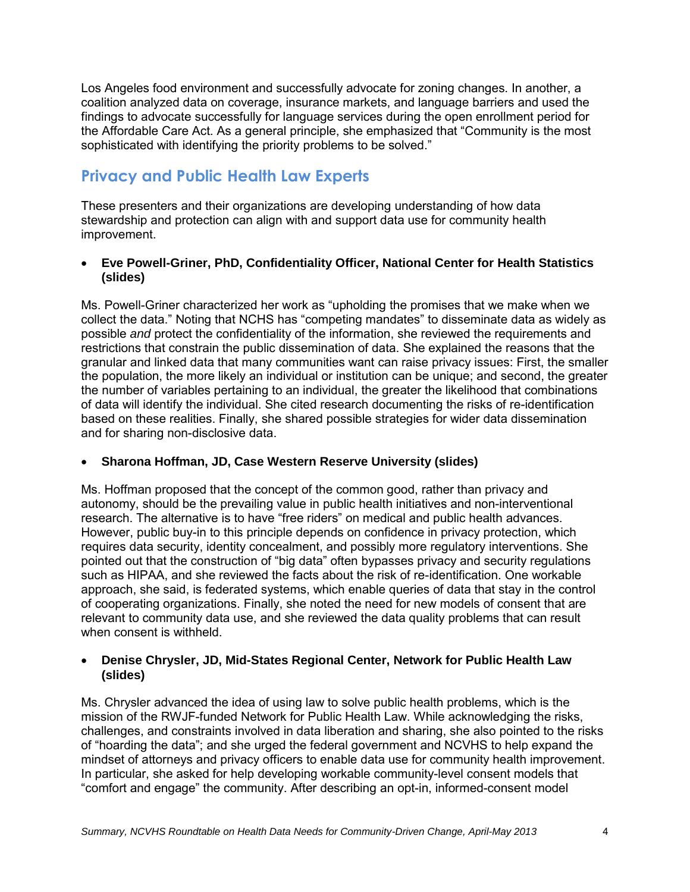Los Angeles food environment and successfully advocate for zoning changes. In another, a coalition analyzed data on coverage, insurance markets, and language barriers and used the findings to advocate successfully for language services during the open enrollment period for the Affordable Care Act. As a general principle, she emphasized that "Community is the most sophisticated with identifying the priority problems to be solved."

## Privacy and Public Health Law Experts

These presenters and their organizations are developing understanding of how data stewardship and protection can align with and support data use for community health improvement.

- **Eve Powell-Griner, PhD, Confidentiality Officer, National Center for Health Statistics (slides)**

Ms. Powell-Griner characterized her work as "upholding the promises that we make when we collect the data." Noting that NCHS has "competing mandates" to disseminate data as widely as possible *and* protect the confidentiality of the information, she reviewed the requirements and restrictions that constrain the public dissemination of data. She explained the reasons that the granular and linked data that many communities want can raise privacy issues: First, the smaller the population, the more likely an individual or institution can be unique; and second, the greater the number of variables pertaining to an individual, the greater the likelihood that combinations of data will identify the individual. She cited research documenting the risks of re-identification based on these realities. Finally, she shared possible strategies for wider data dissemination and for sharing non-disclosive data.

- **Sharona Hoffman, JD, Case Western Reserve University (slides)**

Ms. Hoffman proposed that the concept of the common good, rather than privacy and autonomy, should be the prevailing value in public health initiatives and non-interventional research. The alternative is to have "free riders" on medical and public health advances. However, public buy-in to this principle depends on confidence in privacy protection, which requires data security, identity concealment, and possibly more regulatory interventions. She pointed out that the construction of "big data" often bypasses privacy and security regulations such as HIPAA, and she reviewed the facts about the risk of re-identification. One workable approach, she said, is federated systems, which enable queries of data that stay in the control of cooperating organizations. Finally, she noted the need for new models of consent that are relevant to community data use, and she reviewed the data quality problems that can result when consent is withheld.

- **Denise Chrysler, JD, Mid-States Regional Center, Network for Public Health Law (slides)**

Ms. Chrysler advanced the idea of using law to solve public health problems, which is the mission of the RWJF-funded Network for Public Health Law. While acknowledging the risks, challenges, and constraints involved in data liberation and sharing, she also pointed to the risks of "hoarding the data"; and she urged the federal government and NCVHS to help expand the mindset of attorneys and privacy officers to enable data use for community health improvement. In particular, she asked for help developing workable community-level consent models that "comfort and engage" the community. After describing an opt-in, informed-consent model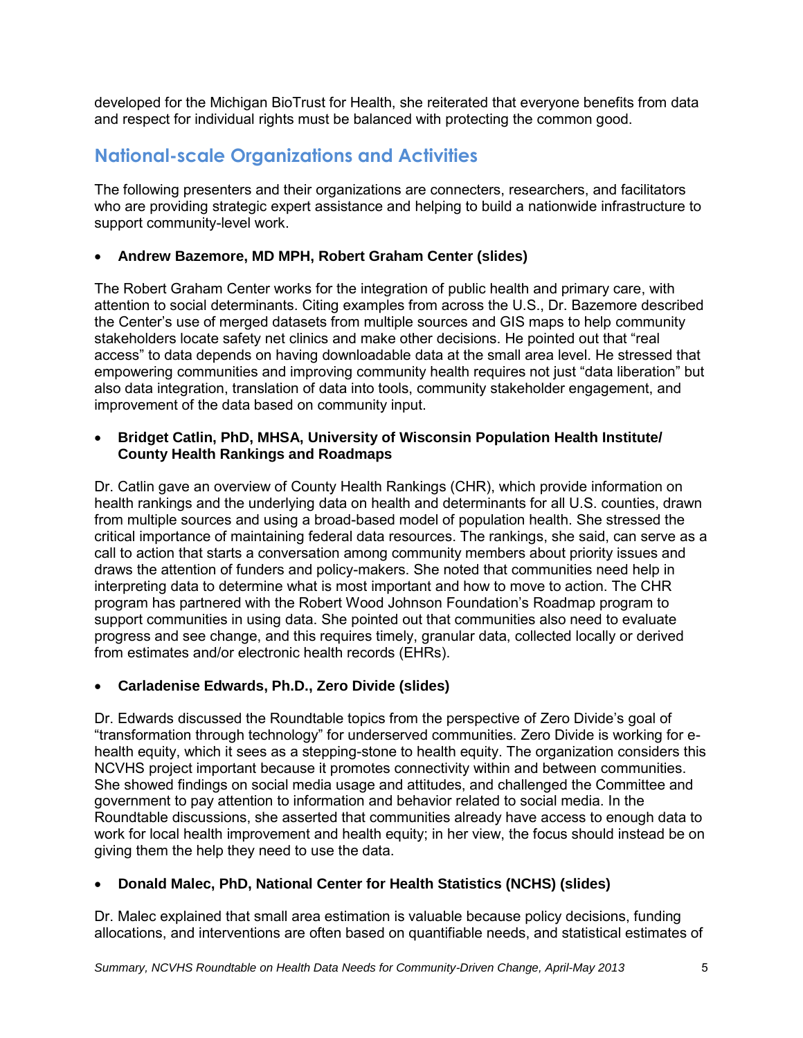developed for the Michigan BioTrust for Health, she reiterated that everyone benefits from data and respect for individual rights must be balanced with protecting the common good.

## National-scale Organizations and Activities

The following presenters and their organizations are connecters, researchers, and facilitators who are providing strategic expert assistance and helping to build a nationwide infrastructure to support community-level work.

- **Andrew Bazemore, MD MPH, Robert Graham Center (slides)**

The Robert Graham Center works for the integration of public health and primary care, with attention to social determinants. Citing examples from across the U.S., Dr. Bazemore described the Center's use of merged datasets from multiple sources and GIS maps to help community stakeholders locate safety net clinics and make other decisions. He pointed out that "real access" to data depends on having downloadable data at the small area level. He stressed that empowering communities and improving community health requires not just "data liberation" but also data integration, translation of data into tools, community stakeholder engagement, and improvement of the data based on community input.

- **Bridget Catlin, PhD, MHSA, University of Wisconsin Population Health Institute/ County Health Rankings and Roadmaps**

Dr. Catlin gave an overview of County Health Rankings (CHR), which provide information on health rankings and the underlying data on health and determinants for all U.S. counties, drawn from multiple sources and using a broad-based model of population health. She stressed the critical importance of maintaining federal data resources. The rankings, she said, can serve as a call to action that starts a conversation among community members about priority issues and draws the attention of funders and policy-makers. She noted that communities need help in interpreting data to determine what is most important and how to move to action. The CHR program has partnered with the Robert Wood Johnson Foundation's Roadmap program to support communities in using data. She pointed out that communities also need to evaluate progress and see change, and this requires timely, granular data, collected locally or derived from estimates and/or electronic health records (EHRs).

- **Carladenise Edwards, Ph.D., Zero Divide (slides)**

Dr. Edwards discussed the Roundtable topics from the perspective of Zero Divide's goal of "transformation through technology" for underserved communities. Zero Divide is working for e-health equity, which it sees as a stepping-stone to health equity. The organization considers this NCVHS project important because it promotes connectivity within and between communities. She showed findings on social media usage and attitudes, and challenged the Committee and government to pay attention to information and behavior related to social media. In the Roundtable discussions, she asserted that communities already have access to enough data to work for local health improvement and health equity; in her view, the focus should instead be on giving them the help they need to use the data.

- **Donald Malec, PhD, National Center for Health Statistics (NCHS) (slides)**

Dr. Malec explained that small area estimation is valuable because policy decisions, funding allocations, and interventions are often based on quantifiable needs, and statistical estimates of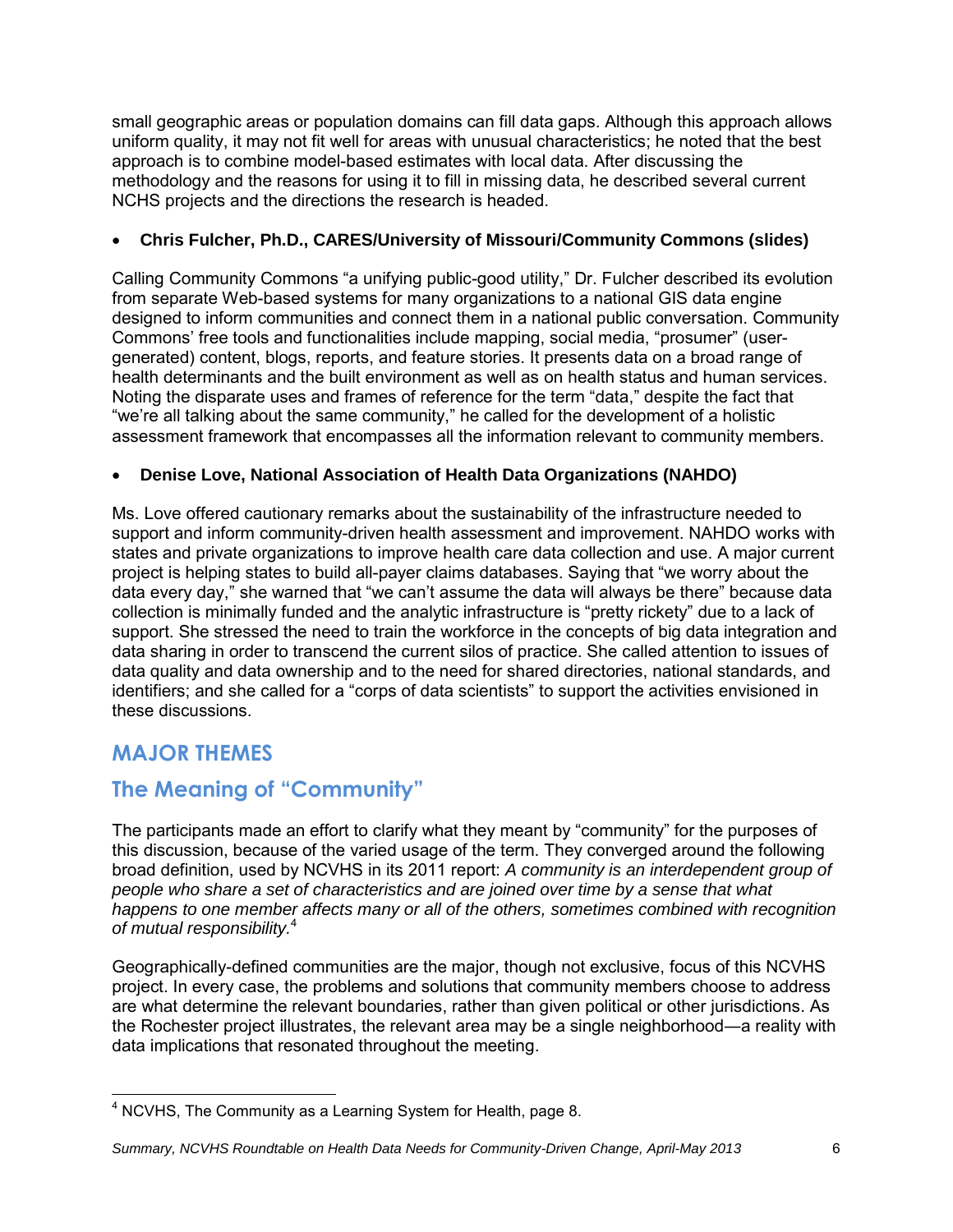small geographic areas or population domains can fill data gaps. Although this approach allows uniform quality, it may not fit well for areas with unusual characteristics; he noted that the best approach is to combine model-based estimates with local data. After discussing the methodology and the reasons for using it to fill in missing data, he described several current NCHS projects and the directions the research is headed.

- **Chris Fulcher, Ph.D., CARES/University of Missouri/Community Commons (slides)**

Calling Community Commons "a unifying public-good utility," Dr. Fulcher described its evolution from separate Web-based systems for many organizations to a national GIS data engine designed to inform communities and connect them in a national public conversation. Community Commons' free tools and functionalities include mapping, social media, "prosumer" (user-generated) content, blogs, reports, and feature stories. It presents data on a broad range of health determinants and the built environment as well as on health status and human services. Noting the disparate uses and frames of reference for the term "data," despite the fact that "we're all talking about the same community," he called for the development of a holistic assessment framework that encompasses all the information relevant to community members.

- **Denise Love, National Association of Health Data Organizations (NAHDO)**

Ms. Love offered cautionary remarks about the sustainability of the infrastructure needed to support and inform community-driven health assessment and improvement. NAHDO works with states and private organizations to improve health care data collection and use. A major current project is helping states to build all-payer claims databases. Saying that "we worry about the data every day," she warned that "we can't assume the data will always be there" because data collection is minimally funded and the analytic infrastructure is "pretty rickety" due to a lack of support. She stressed the need to train the workforce in the concepts of big data integration and data sharing in order to transcend the current silos of practice. She called attention to issues of data quality and data ownership and to the need for shared directories, national standards, and identifiers; and she called for a "corps of data scientists" to support the activities envisioned in these discussions.

## MAJOR THEMES

## The Meaning of "Community"

The participants made an effort to clarify what they meant by "community" for the purposes of this discussion, because of the varied usage of the term. They converged around the following broad definition, used by NCVHS in its 2011 report: *A community is an interdependent group of people who share a set of characteristics and are joined over time by a sense that what happens to one member affects many or all of the others, sometimes combined with recognition of mutual responsibility.*[4]

Geographically-defined communities are the major, though not exclusive, focus of this NCVHS project. In every case, the problems and solutions that community members choose to address are what determine the relevant boundaries, rather than given political or other jurisdictions. As the Rochester project illustrates, the relevant area may be a single neighborhood—a reality with data implications that resonated throughout the meeting.

[4] NCVHS, The Community as a Learning System for Health, page 8.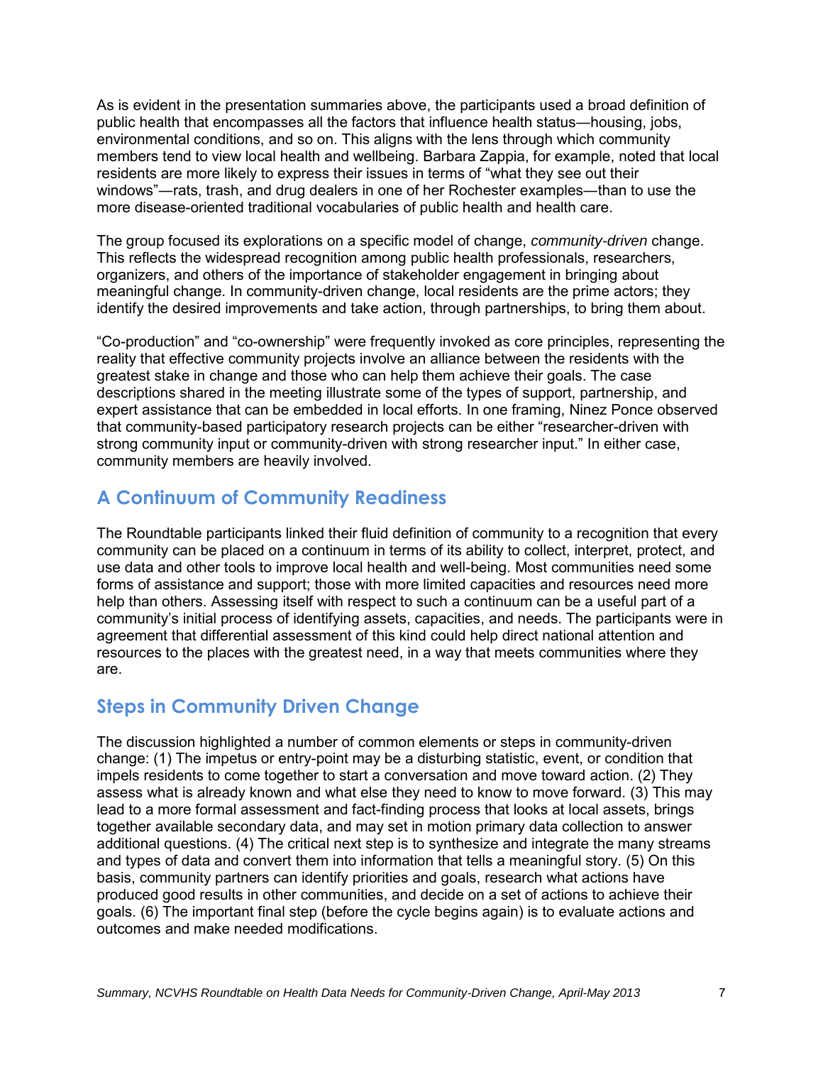As is evident in the presentation summaries above, the participants used a broad definition of public health that encompasses all the factors that influence health status—housing, jobs, environmental conditions, and so on. This aligns with the lens through which community members tend to view local health and wellbeing. Barbara Zappia, for example, noted that local residents are more likely to express their issues in terms of "what they see out their windows"—rats, trash, and drug dealers in one of her Rochester examples—than to use the more disease-oriented traditional vocabularies of public health and health care.

The group focused its explorations on a specific model of change, *community-driven* change. This reflects the widespread recognition among public health professionals, researchers, organizers, and others of the importance of stakeholder engagement in bringing about meaningful change. In community-driven change, local residents are the prime actors; they identify the desired improvements and take action, through partnerships, to bring them about.

"Co-production" and "co-ownership" were frequently invoked as core principles, representing the reality that effective community projects involve an alliance between the residents with the greatest stake in change and those who can help them achieve their goals. The case descriptions shared in the meeting illustrate some of the types of support, partnership, and expert assistance that can be embedded in local efforts. In one framing, Ninez Ponce observed that community-based participatory research projects can be either "researcher-driven with strong community input or community-driven with strong researcher input." In either case, community members are heavily involved.

## A Continuum of Community Readiness

The Roundtable participants linked their fluid definition of community to a recognition that every community can be placed on a continuum in terms of its ability to collect, interpret, protect, and use data and other tools to improve local health and well-being. Most communities need some forms of assistance and support; those with more limited capacities and resources need more help than others. Assessing itself with respect to such a continuum can be a useful part of a community's initial process of identifying assets, capacities, and needs. The participants were in agreement that differential assessment of this kind could help direct national attention and resources to the places with the greatest need, in a way that meets communities where they are.

## Steps in Community Driven Change

The discussion highlighted a number of common elements or steps in community-driven change: (1) The impetus or entry-point may be a disturbing statistic, event, or condition that impels residents to come together to start a conversation and move toward action. (2) They assess what is already known and what else they need to know to move forward. (3) This may lead to a more formal assessment and fact-finding process that looks at local assets, brings together available secondary data, and may set in motion primary data collection to answer additional questions. (4) The critical next step is to synthesize and integrate the many streams and types of data and convert them into information that tells a meaningful story. (5) On this basis, community partners can identify priorities and goals, research what actions have produced good results in other communities, and decide on a set of actions to achieve their goals. (6) The important final step (before the cycle begins again) is to evaluate actions and outcomes and make needed modifications.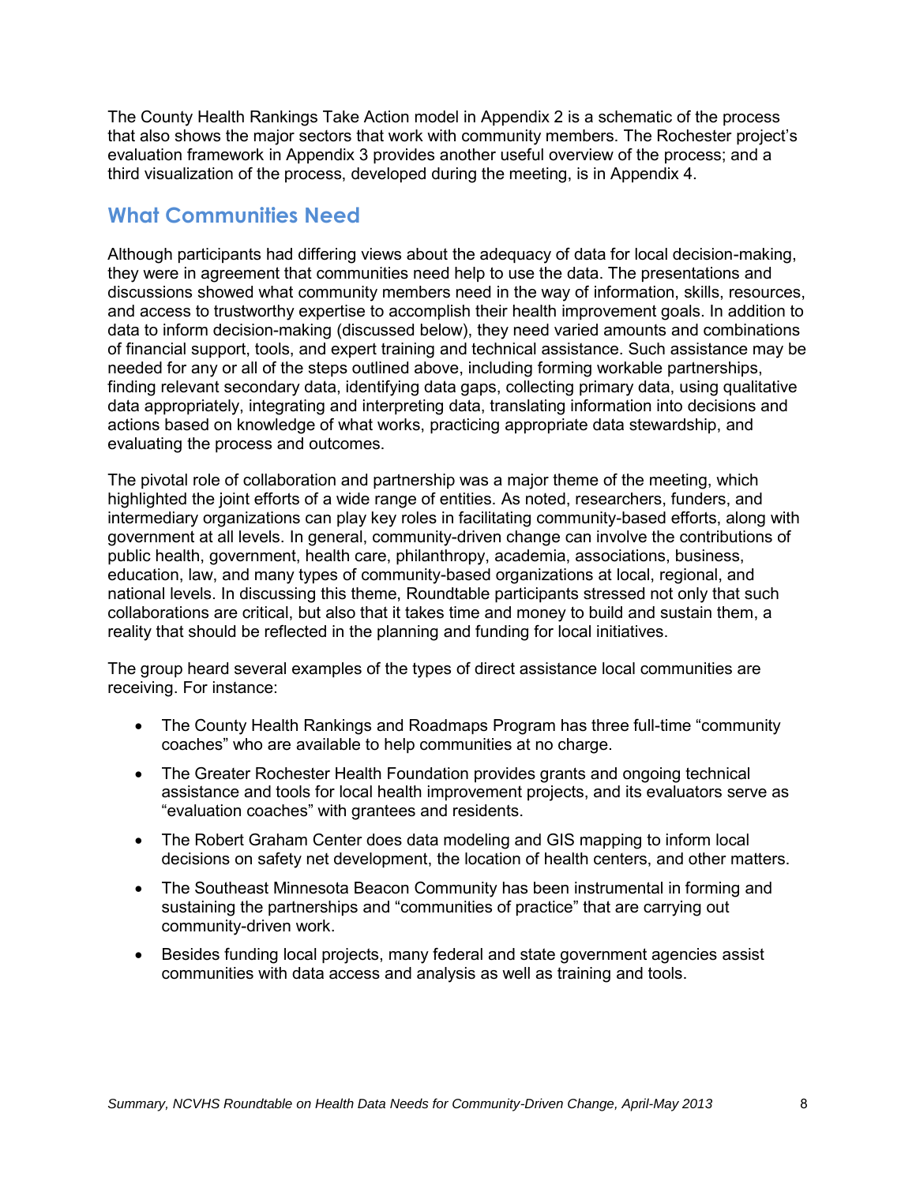The County Health Rankings Take Action model in Appendix 2 is a schematic of the process that also shows the major sectors that work with community members. The Rochester project's evaluation framework in Appendix 3 provides another useful overview of the process; and a third visualization of the process, developed during the meeting, is in Appendix 4.

## What Communities Need

Although participants had differing views about the adequacy of data for local decision-making, they were in agreement that communities need help to use the data. The presentations and discussions showed what community members need in the way of information, skills, resources, and access to trustworthy expertise to accomplish their health improvement goals. In addition to data to inform decision-making (discussed below), they need varied amounts and combinations of financial support, tools, and expert training and technical assistance. Such assistance may be needed for any or all of the steps outlined above, including forming workable partnerships, finding relevant secondary data, identifying data gaps, collecting primary data, using qualitative data appropriately, integrating and interpreting data, translating information into decisions and actions based on knowledge of what works, practicing appropriate data stewardship, and evaluating the process and outcomes.

The pivotal role of collaboration and partnership was a major theme of the meeting, which highlighted the joint efforts of a wide range of entities. As noted, researchers, funders, and intermediary organizations can play key roles in facilitating community-based efforts, along with government at all levels. In general, community-driven change can involve the contributions of public health, government, health care, philanthropy, academia, associations, business, education, law, and many types of community-based organizations at local, regional, and national levels. In discussing this theme, Roundtable participants stressed not only that such collaborations are critical, but also that it takes time and money to build and sustain them, a reality that should be reflected in the planning and funding for local initiatives.

The group heard several examples of the types of direct assistance local communities are receiving. For instance:

- The County Health Rankings and Roadmaps Program has three full-time "community coaches" who are available to help communities at no charge.
- The Greater Rochester Health Foundation provides grants and ongoing technical assistance and tools for local health improvement projects, and its evaluators serve as "evaluation coaches" with grantees and residents.
- The Robert Graham Center does data modeling and GIS mapping to inform local decisions on safety net development, the location of health centers, and other matters.
- The Southeast Minnesota Beacon Community has been instrumental in forming and sustaining the partnerships and "communities of practice" that are carrying out community-driven work.
- Besides funding local projects, many federal and state government agencies assist communities with data access and analysis as well as training and tools.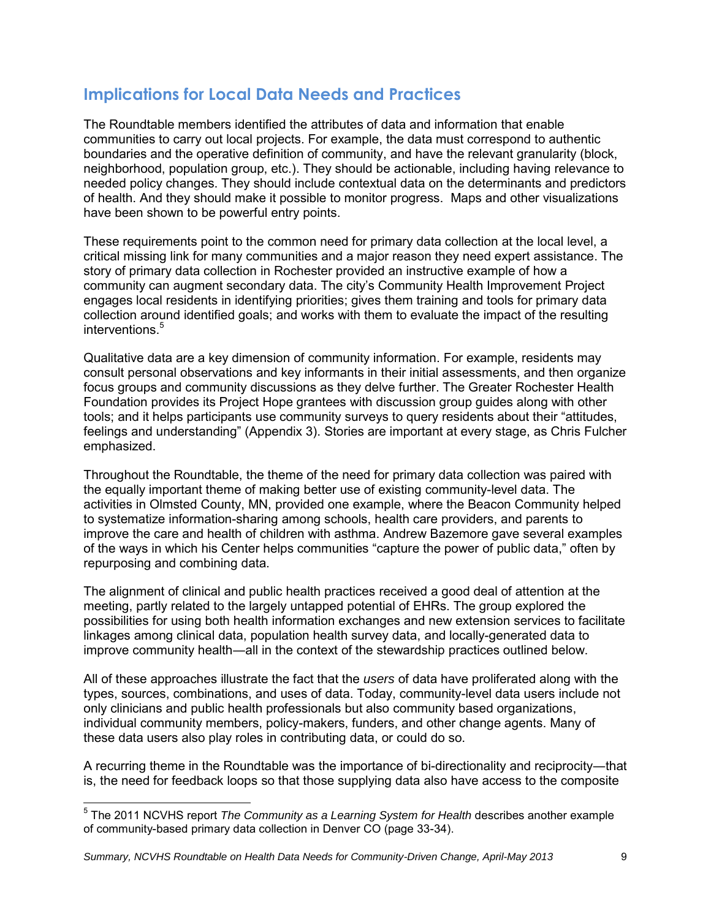## Implications for Local Data Needs and Practices

The Roundtable members identified the attributes of data and information that enable communities to carry out local projects. For example, the data must correspond to authentic boundaries and the operative definition of community, and have the relevant granularity (block, neighborhood, population group, etc.). They should be actionable, including having relevance to needed policy changes. They should include contextual data on the determinants and predictors of health. And they should make it possible to monitor progress. Maps and other visualizations have been shown to be powerful entry points.

These requirements point to the common need for primary data collection at the local level, a critical missing link for many communities and a major reason they need expert assistance. The story of primary data collection in Rochester provided an instructive example of how a community can augment secondary data. The city's Community Health Improvement Project engages local residents in identifying priorities; gives them training and tools for primary data collection around identified goals; and works with them to evaluate the impact of the resulting interventions.[5]

Qualitative data are a key dimension of community information. For example, residents may consult personal observations and key informants in their initial assessments, and then organize focus groups and community discussions as they delve further. The Greater Rochester Health Foundation provides its Project Hope grantees with discussion group guides along with other tools; and it helps participants use community surveys to query residents about their "attitudes, feelings and understanding" (Appendix 3). Stories are important at every stage, as Chris Fulcher emphasized.

Throughout the Roundtable, the theme of the need for primary data collection was paired with the equally important theme of making better use of existing community-level data. The activities in Olmsted County, MN, provided one example, where the Beacon Community helped to systematize information-sharing among schools, health care providers, and parents to improve the care and health of children with asthma. Andrew Bazemore gave several examples of the ways in which his Center helps communities "capture the power of public data," often by repurposing and combining data.

The alignment of clinical and public health practices received a good deal of attention at the meeting, partly related to the largely untapped potential of EHRs. The group explored the possibilities for using both health information exchanges and new extension services to facilitate linkages among clinical data, population health survey data, and locally-generated data to improve community health—all in the context of the stewardship practices outlined below.

All of these approaches illustrate the fact that the *users* of data have proliferated along with the types, sources, combinations, and uses of data. Today, community-level data users include not only clinicians and public health professionals but also community based organizations, individual community members, policy-makers, funders, and other change agents. Many of these data users also play roles in contributing data, or could do so.

A recurring theme in the Roundtable was the importance of bi-directionality and reciprocity—that is, the need for feedback loops so that those supplying data also have access to the composite

[5] The 2011 NCVHS report *The Community as a Learning System for Health* describes another example of community-based primary data collection in Denver CO (page 33-34).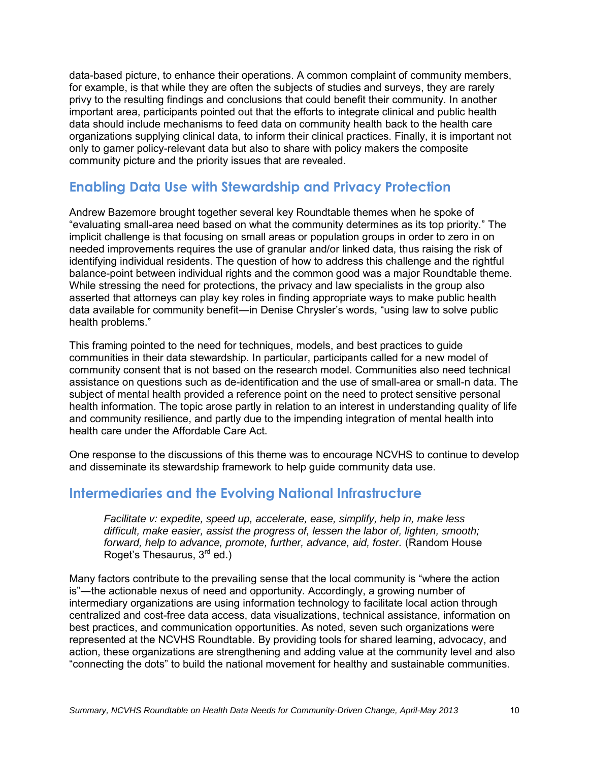data-based picture, to enhance their operations. A common complaint of community members, for example, is that while they are often the subjects of studies and surveys, they are rarely privy to the resulting findings and conclusions that could benefit their community. In another important area, participants pointed out that the efforts to integrate clinical and public health data should include mechanisms to feed data on community health back to the health care organizations supplying clinical data, to inform their clinical practices. Finally, it is important not only to garner policy-relevant data but also to share with policy makers the composite community picture and the priority issues that are revealed.

## Enabling Data Use with Stewardship and Privacy Protection

Andrew Bazemore brought together several key Roundtable themes when he spoke of "evaluating small-area need based on what the community determines as its top priority." The implicit challenge is that focusing on small areas or population groups in order to zero in on needed improvements requires the use of granular and/or linked data, thus raising the risk of identifying individual residents. The question of how to address this challenge and the rightful balance-point between individual rights and the common good was a major Roundtable theme. While stressing the need for protections, the privacy and law specialists in the group also asserted that attorneys can play key roles in finding appropriate ways to make public health data available for community benefit—in Denise Chrysler's words, "using law to solve public health problems."

This framing pointed to the need for techniques, models, and best practices to guide communities in their data stewardship. In particular, participants called for a new model of community consent that is not based on the research model. Communities also need technical assistance on questions such as de-identification and the use of small-area or small-n data. The subject of mental health provided a reference point on the need to protect sensitive personal health information. The topic arose partly in relation to an interest in understanding quality of life and community resilience, and partly due to the impending integration of mental health into health care under the Affordable Care Act.

One response to the discussions of this theme was to encourage NCVHS to continue to develop and disseminate its stewardship framework to help guide community data use.

## Intermediaries and the Evolving National Infrastructure

> *Facilitate v: expedite, speed up, accelerate, ease, simplify, help in, make less difficult, make easier, assist the progress of, lessen the labor of, lighten, smooth; forward, help to advance, promote, further, advance, aid, foster.* (Random House Roget's Thesaurus, 3rd ed.)

Many factors contribute to the prevailing sense that the local community is "where the action is"—the actionable nexus of need and opportunity. Accordingly, a growing number of intermediary organizations are using information technology to facilitate local action through centralized and cost-free data access, data visualizations, technical assistance, information on best practices, and communication opportunities. As noted, seven such organizations were represented at the NCVHS Roundtable. By providing tools for shared learning, advocacy, and action, these organizations are strengthening and adding value at the community level and also "connecting the dots" to build the national movement for healthy and sustainable communities.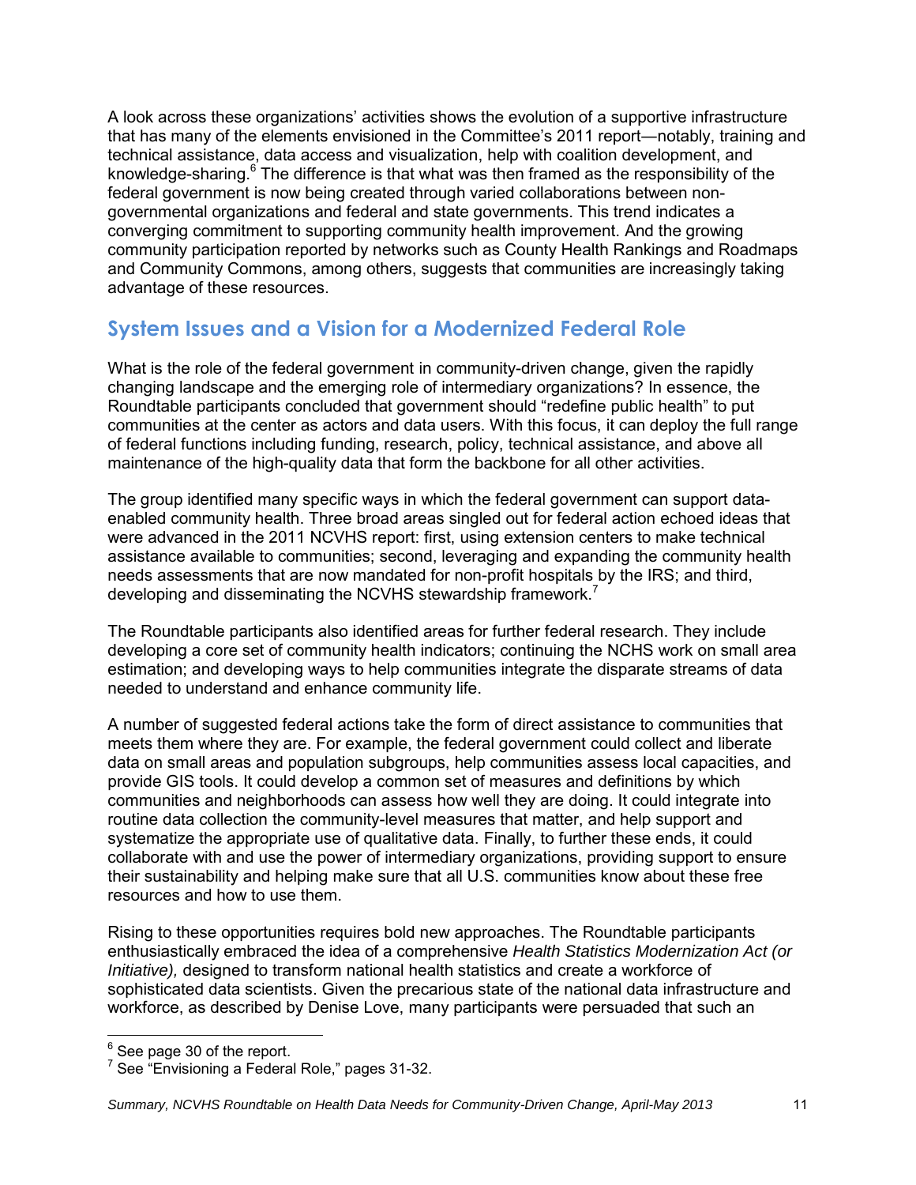A look across these organizations' activities shows the evolution of a supportive infrastructure that has many of the elements envisioned in the Committee's 2011 report—notably, training and technical assistance, data access and visualization, help with coalition development, and knowledge-sharing.[6] The difference is that what was then framed as the responsibility of the federal government is now being created through varied collaborations between non-governmental organizations and federal and state governments. This trend indicates a converging commitment to supporting community health improvement. And the growing community participation reported by networks such as County Health Rankings and Roadmaps and Community Commons, among others, suggests that communities are increasingly taking advantage of these resources.

## System Issues and a Vision for a Modernized Federal Role

What is the role of the federal government in community-driven change, given the rapidly changing landscape and the emerging role of intermediary organizations? In essence, the Roundtable participants concluded that government should "redefine public health" to put communities at the center as actors and data users. With this focus, it can deploy the full range of federal functions including funding, research, policy, technical assistance, and above all maintenance of the high-quality data that form the backbone for all other activities.

The group identified many specific ways in which the federal government can support data-enabled community health. Three broad areas singled out for federal action echoed ideas that were advanced in the 2011 NCVHS report: first, using extension centers to make technical assistance available to communities; second, leveraging and expanding the community health needs assessments that are now mandated for non-profit hospitals by the IRS; and third, developing and disseminating the NCVHS stewardship framework.[7]

The Roundtable participants also identified areas for further federal research. They include developing a core set of community health indicators; continuing the NCHS work on small area estimation; and developing ways to help communities integrate the disparate streams of data needed to understand and enhance community life.

A number of suggested federal actions take the form of direct assistance to communities that meets them where they are. For example, the federal government could collect and liberate data on small areas and population subgroups, help communities assess local capacities, and provide GIS tools. It could develop a common set of measures and definitions by which communities and neighborhoods can assess how well they are doing. It could integrate into routine data collection the community-level measures that matter, and help support and systematize the appropriate use of qualitative data. Finally, to further these ends, it could collaborate with and use the power of intermediary organizations, providing support to ensure their sustainability and helping make sure that all U.S. communities know about these free resources and how to use them.

Rising to these opportunities requires bold new approaches. The Roundtable participants enthusiastically embraced the idea of a comprehensive *Health Statistics Modernization Act (or Initiative),* designed to transform national health statistics and create a workforce of sophisticated data scientists. Given the precarious state of the national data infrastructure and workforce, as described by Denise Love, many participants were persuaded that such an

---

[6] See page 30 of the report.

[7] See "Envisioning a Federal Role," pages 31-32.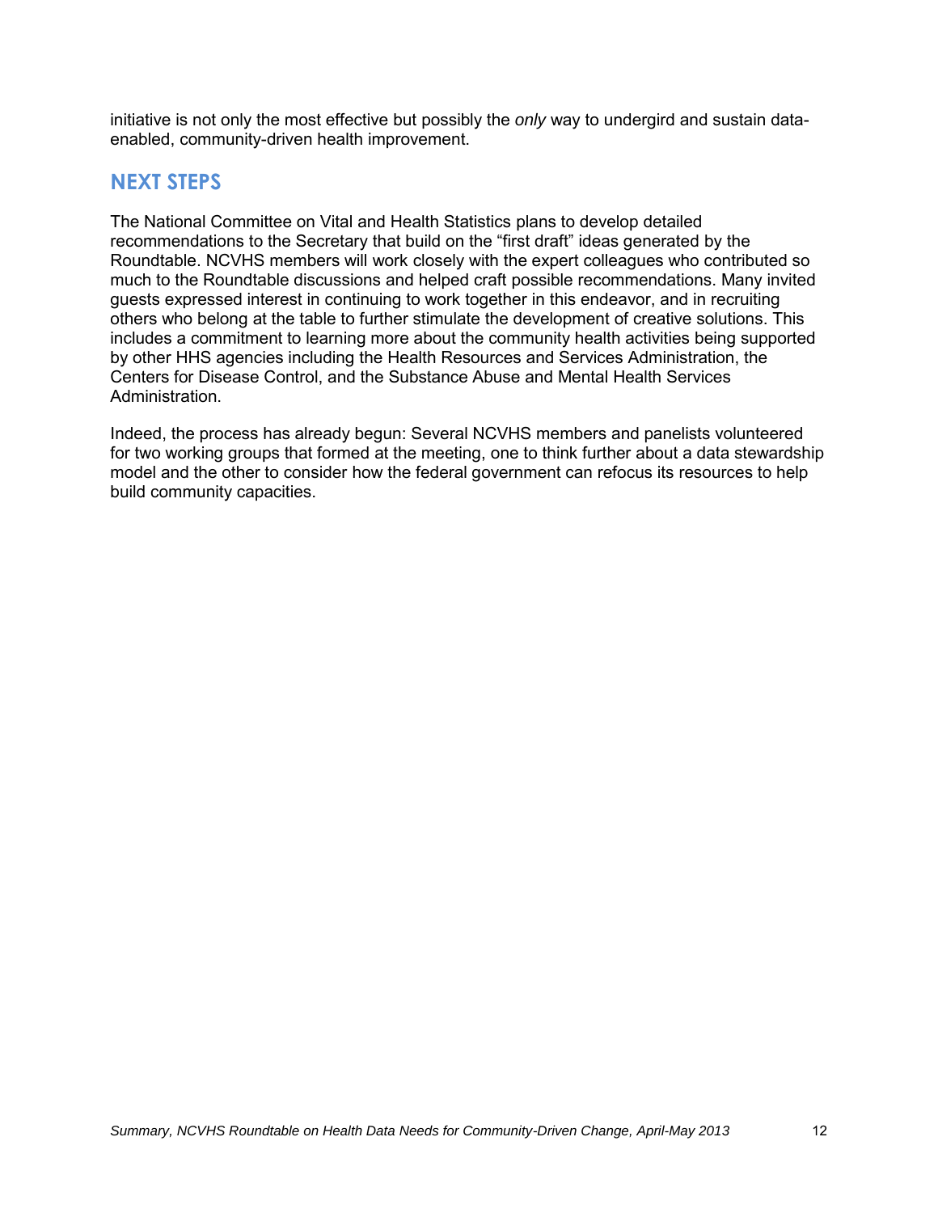initiative is not only the most effective but possibly the *only* way to undergird and sustain data-enabled, community-driven health improvement.

## NEXT STEPS

The National Committee on Vital and Health Statistics plans to develop detailed recommendations to the Secretary that build on the "first draft" ideas generated by the Roundtable. NCVHS members will work closely with the expert colleagues who contributed so much to the Roundtable discussions and helped craft possible recommendations. Many invited guests expressed interest in continuing to work together in this endeavor, and in recruiting others who belong at the table to further stimulate the development of creative solutions. This includes a commitment to learning more about the community health activities being supported by other HHS agencies including the Health Resources and Services Administration, the Centers for Disease Control, and the Substance Abuse and Mental Health Services Administration.

Indeed, the process has already begun: Several NCVHS members and panelists volunteered for two working groups that formed at the meeting, one to think further about a data stewardship model and the other to consider how the federal government can refocus its resources to help build community capacities.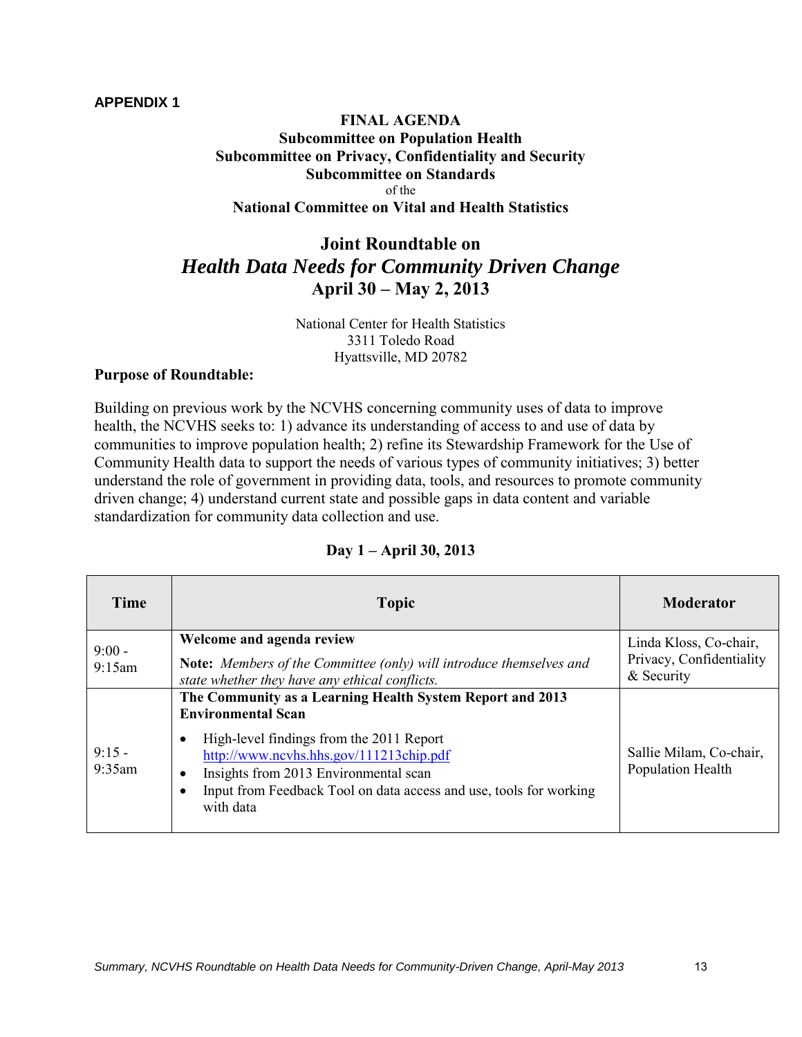**APPENDIX 1**

**FINAL AGENDA**
**Subcommittee on Population Health**
**Subcommittee on Privacy, Confidentiality and Security**
**Subcommittee on Standards**
of the
**National Committee on Vital and Health Statistics**

# Joint Roundtable on *Health Data Needs for Community Driven Change* April 30 – May 2, 2013

National Center for Health Statistics
3311 Toledo Road
Hyattsville, MD 20782

**Purpose of Roundtable:**

Building on previous work by the NCVHS concerning community uses of data to improve health, the NCVHS seeks to: 1) advance its understanding of access to and use of data by communities to improve population health; 2) refine its Stewardship Framework for the Use of Community Health data to support the needs of various types of community initiatives; 3) better understand the role of government in providing data, tools, and resources to promote community driven change; 4) understand current state and possible gaps in data content and variable standardization for community data collection and use.

**Day 1 – April 30, 2013**

| Time | Topic | Moderator |
|---|---|---|
| 9:00 - 9:15am | **Welcome and agenda review**<br>**Note:** *Members of the Committee (only) will introduce themselves and state whether they have any ethical conflicts.* | Linda Kloss, Co-chair, Privacy, Confidentiality & Security |
| 9:15 - 9:35am | **The Community as a Learning Health System Report and 2013 Environmental Scan**<br>• High-level findings from the 2011 Report http://www.ncvhs.hhs.gov/111213chip.pdf<br>• Insights from 2013 Environmental scan<br>• Input from Feedback Tool on data access and use, tools for working with data | Sallie Milam, Co-chair, Population Health |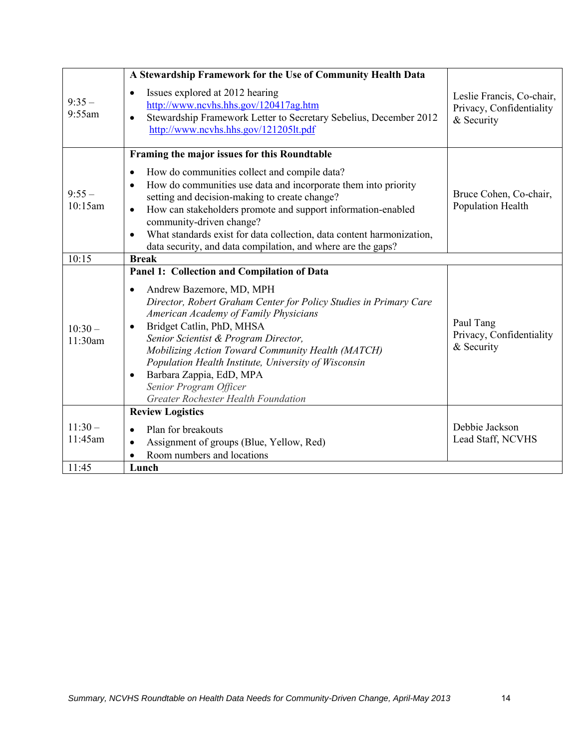| | | |
|---|---|---|
| 9:35 – 9:55am | **A Stewardship Framework for the Use of Community Health Data**<br>• Issues explored at 2012 hearing http://www.ncvhs.hhs.gov/120417ag.htm<br>• Stewardship Framework Letter to Secretary Sebelius, December 2012 http://www.ncvhs.hhs.gov/121205lt.pdf | Leslie Francis, Co-chair, Privacy, Confidentiality & Security |
| 9:55 – 10:15am | **Framing the major issues for this Roundtable**<br>• How do communities collect and compile data?<br>• How do communities use data and incorporate them into priority setting and decision-making to create change?<br>• How can stakeholders promote and support information-enabled community-driven change?<br>• What standards exist for data collection, data content harmonization, data security, and data compilation, and where are the gaps? | Bruce Cohen, Co-chair, Population Health |
| 10:15 | **Break** | |
| 10:30 – 11:30am | **Panel 1: Collection and Compilation of Data**<br>• Andrew Bazemore, MD, MPH<br>*Director, Robert Graham Center for Policy Studies in Primary Care*<br>*American Academy of Family Physicians*<br>• Bridget Catlin, PhD, MHSA<br>*Senior Scientist & Program Director,*<br>*Mobilizing Action Toward Community Health (MATCH)*<br>*Population Health Institute, University of Wisconsin*<br>• Barbara Zappia, EdD, MPA<br>*Senior Program Officer*<br>*Greater Rochester Health Foundation* | Paul Tang<br>Privacy, Confidentiality & Security |
| 11:30 – 11:45am | **Review Logistics**<br>• Plan for breakouts<br>• Assignment of groups (Blue, Yellow, Red)<br>• Room numbers and locations | Debbie Jackson<br>Lead Staff, NCVHS |
| 11:45 | **Lunch** | |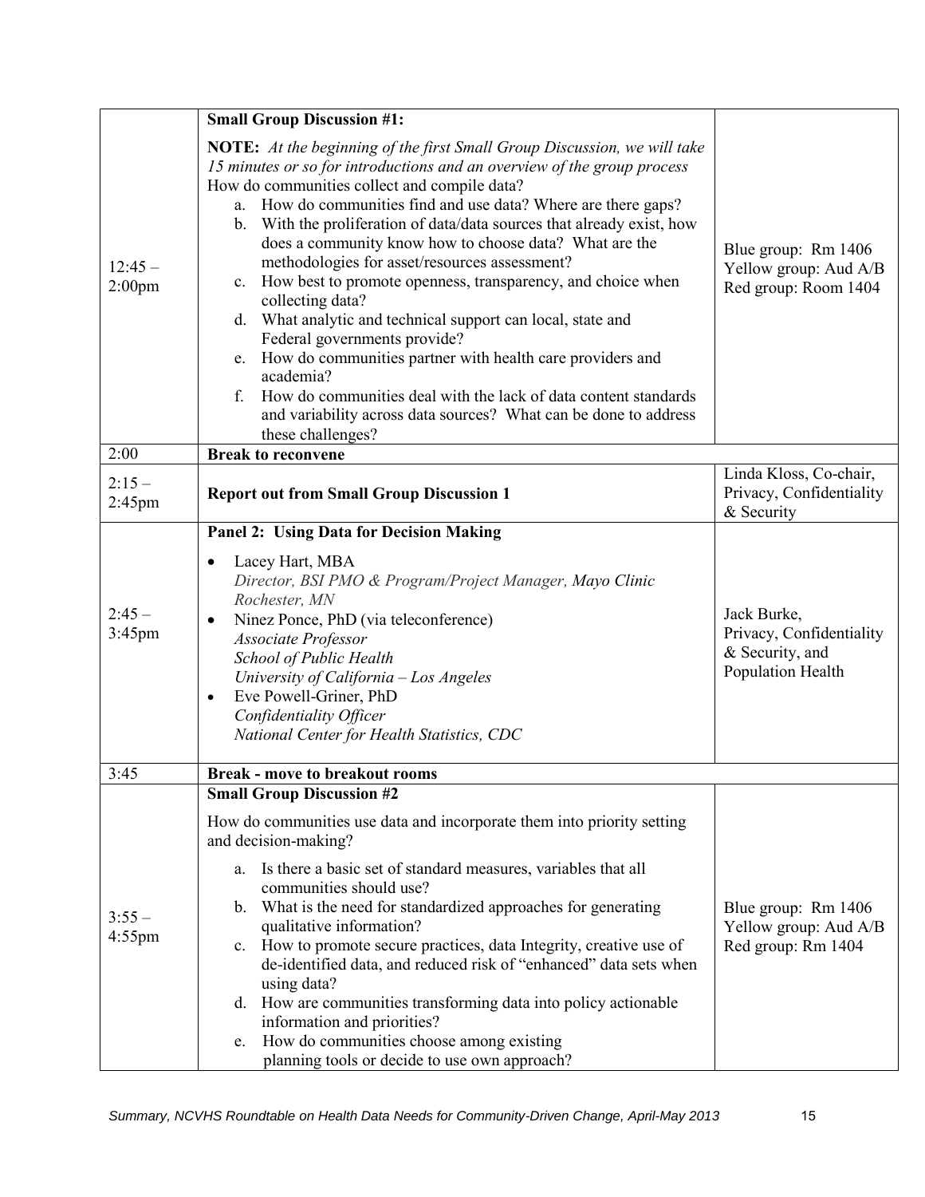| | | |
|---|---|---|
| 12:45 – 2:00pm | **Small Group Discussion #1:**<br><br>**NOTE:** *At the beginning of the first Small Group Discussion, we will take 15 minutes or so for introductions and an overview of the group process*<br>How do communities collect and compile data?<br>a. How do communities find and use data? Where are there gaps?<br>b. With the proliferation of data/data sources that already exist, how does a community know how to choose data? What are the methodologies for asset/resources assessment?<br>c. How best to promote openness, transparency, and choice when collecting data?<br>d. What analytic and technical support can local, state and Federal governments provide?<br>e. How do communities partner with health care providers and academia?<br>f. How do communities deal with the lack of data content standards and variability across data sources? What can be done to address these challenges? | Blue group: Rm 1406<br>Yellow group: Aud A/B<br>Red group: Room 1404 |
| 2:00 | **Break to reconvene** | |
| 2:15 – 2:45pm | **Report out from Small Group Discussion 1** | Linda Kloss, Co-chair, Privacy, Confidentiality & Security |
| 2:45 – 3:45pm | **Panel 2: Using Data for Decision Making**<br><br>• Lacey Hart, MBA<br>*Director, BSI PMO & Program/Project Manager, Mayo Clinic Rochester, MN*<br>• Ninez Ponce, PhD (via teleconference)<br>*Associate Professor*<br>*School of Public Health*<br>*University of California – Los Angeles*<br>• Eve Powell-Griner, PhD<br>*Confidentiality Officer*<br>*National Center for Health Statistics, CDC* | Jack Burke, Privacy, Confidentiality & Security, and Population Health |
| 3:45 | **Break - move to breakout rooms** | |
| 3:55 – 4:55pm | **Small Group Discussion #2**<br><br>How do communities use data and incorporate them into priority setting and decision-making?<br><br>a. Is there a basic set of standard measures, variables that all communities should use?<br>b. What is the need for standardized approaches for generating qualitative information?<br>c. How to promote secure practices, data Integrity, creative use of de-identified data, and reduced risk of "enhanced" data sets when using data?<br>d. How are communities transforming data into policy actionable information and priorities?<br>e. How do communities choose among existing planning tools or decide to use own approach? | Blue group: Rm 1406<br>Yellow group: Aud A/B<br>Red group: Rm 1404 |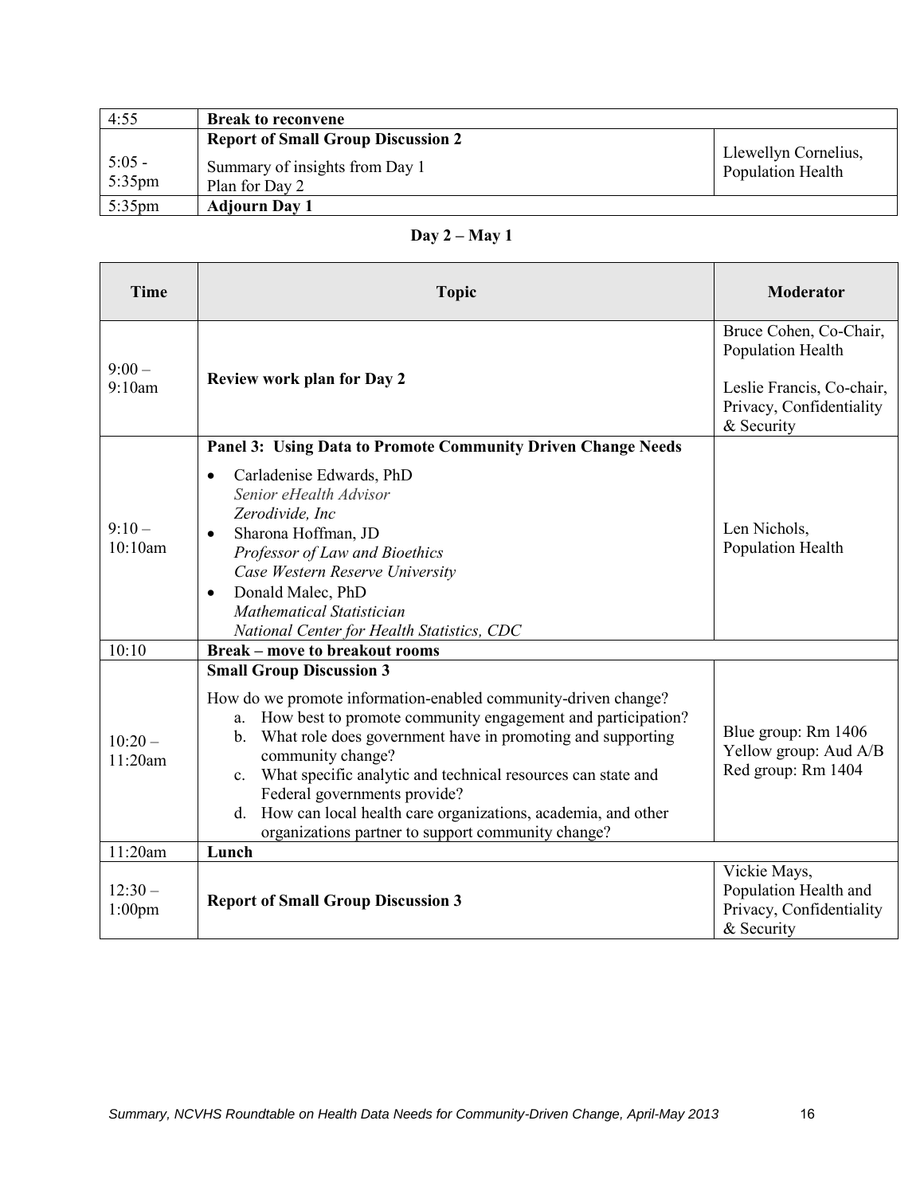| | | |
|---|---|---|
| 4:55 | **Break to reconvene** | |
| 5:05 - 5:35pm | **Report of Small Group Discussion 2**<br><br>Summary of insights from Day 1<br>Plan for Day 2 | Llewellyn Cornelius, Population Health |
| 5:35pm | **Adjourn Day 1** | |

**Day 2 – May 1**

| Time | Topic | Moderator |
|---|---|---|
| 9:00 – 9:10am | **Review work plan for Day 2** | Bruce Cohen, Co-Chair, Population Health<br><br>Leslie Francis, Co-chair, Privacy, Confidentiality & Security |
| 9:10 – 10:10am | **Panel 3: Using Data to Promote Community Driven Change Needs**<br><br>• Carladenise Edwards, PhD<br>*Senior eHealth Advisor*<br>*Zerodivide, Inc*<br>• Sharona Hoffman, JD<br>*Professor of Law and Bioethics*<br>*Case Western Reserve University*<br>• Donald Malec, PhD<br>*Mathematical Statistician*<br>*National Center for Health Statistics, CDC* | Len Nichols, Population Health |
| 10:10 | **Break – move to breakout rooms** | |
| 10:20 – 11:20am | **Small Group Discussion 3**<br><br>How do we promote information-enabled community-driven change?<br>a. How best to promote community engagement and participation?<br>b. What role does government have in promoting and supporting community change?<br>c. What specific analytic and technical resources can state and Federal governments provide?<br>d. How can local health care organizations, academia, and other organizations partner to support community change? | Blue group: Rm 1406<br>Yellow group: Aud A/B<br>Red group: Rm 1404 |
| 11:20am | **Lunch** | |
| 12:30 – 1:00pm | **Report of Small Group Discussion 3** | Vickie Mays, Population Health and Privacy, Confidentiality & Security |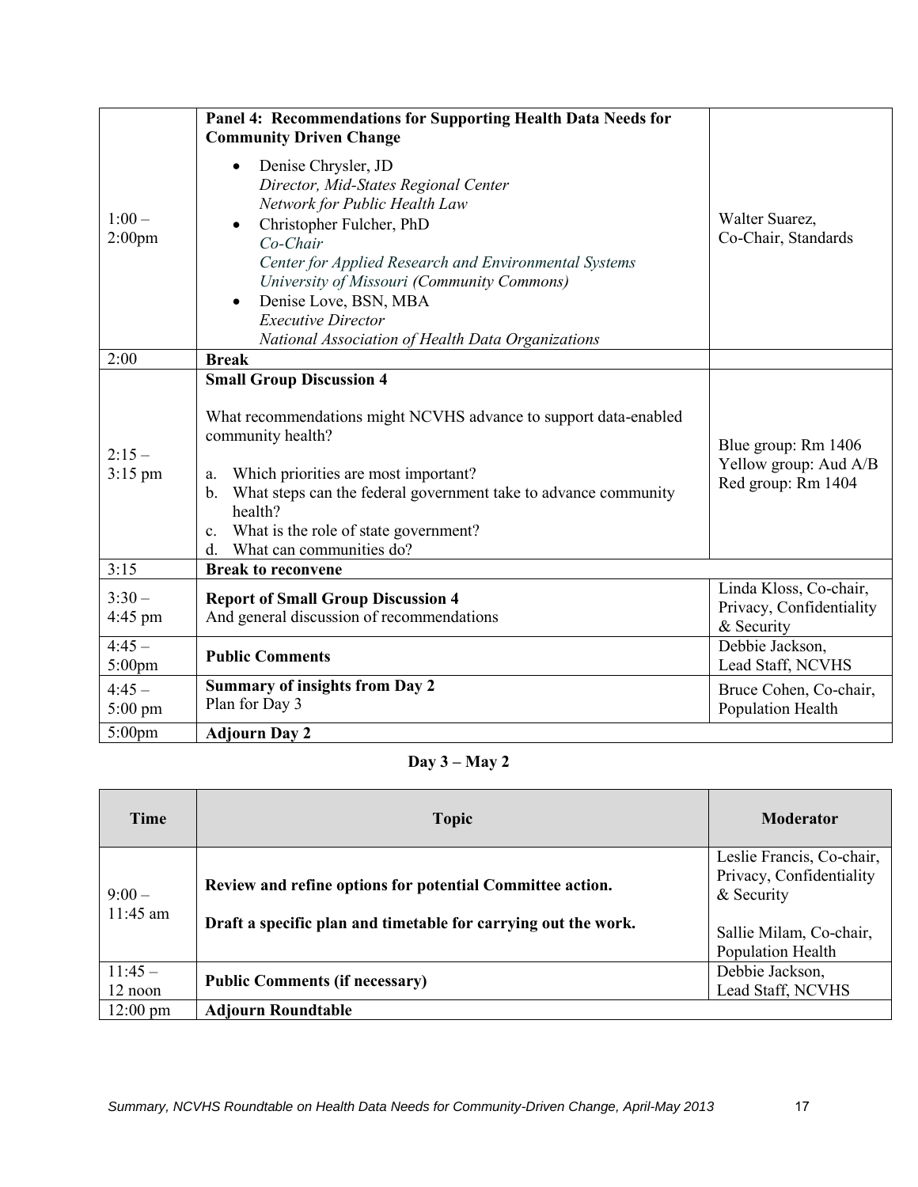| | | |
|---|---|---|
| 1:00 – 2:00pm | **Panel 4: Recommendations for Supporting Health Data Needs for Community Driven Change**<br>• Denise Chrysler, JD<br>*Director, Mid-States Regional Center*<br>*Network for Public Health Law*<br>• Christopher Fulcher, PhD<br>*Co-Chair*<br>*Center for Applied Research and Environmental Systems*<br>*University of Missouri (Community Commons)*<br>• Denise Love, BSN, MBA<br>*Executive Director*<br>*National Association of Health Data Organizations* | Walter Suarez, Co-Chair, Standards |
| 2:00 | **Break** | |
| 2:15 – 3:15 pm | **Small Group Discussion 4**<br><br>What recommendations might NCVHS advance to support data-enabled community health?<br><br>a. Which priorities are most important?<br>b. What steps can the federal government take to advance community health?<br>c. What is the role of state government?<br>d. What can communities do? | Blue group: Rm 1406<br>Yellow group: Aud A/B<br>Red group: Rm 1404 |
| 3:15 | **Break to reconvene** | |
| 3:30 – 4:45 pm | **Report of Small Group Discussion 4**<br>And general discussion of recommendations | Linda Kloss, Co-chair, Privacy, Confidentiality & Security |
| 4:45 – 5:00pm | **Public Comments** | Debbie Jackson, Lead Staff, NCVHS |
| 4:45 – 5:00 pm | **Summary of insights from Day 2**<br>Plan for Day 3 | Bruce Cohen, Co-chair, Population Health |
| 5:00pm | **Adjourn Day 2** | |

**Day 3 – May 2**

| Time | Topic | Moderator |
|---|---|---|
| 9:00 – 11:45 am | **Review and refine options for potential Committee action.**<br><br>**Draft a specific plan and timetable for carrying out the work.** | Leslie Francis, Co-chair, Privacy, Confidentiality & Security<br><br>Sallie Milam, Co-chair, Population Health |
| 11:45 – 12 noon | **Public Comments (if necessary)** | Debbie Jackson, Lead Staff, NCVHS |
| 12:00 pm | **Adjourn Roundtable** | |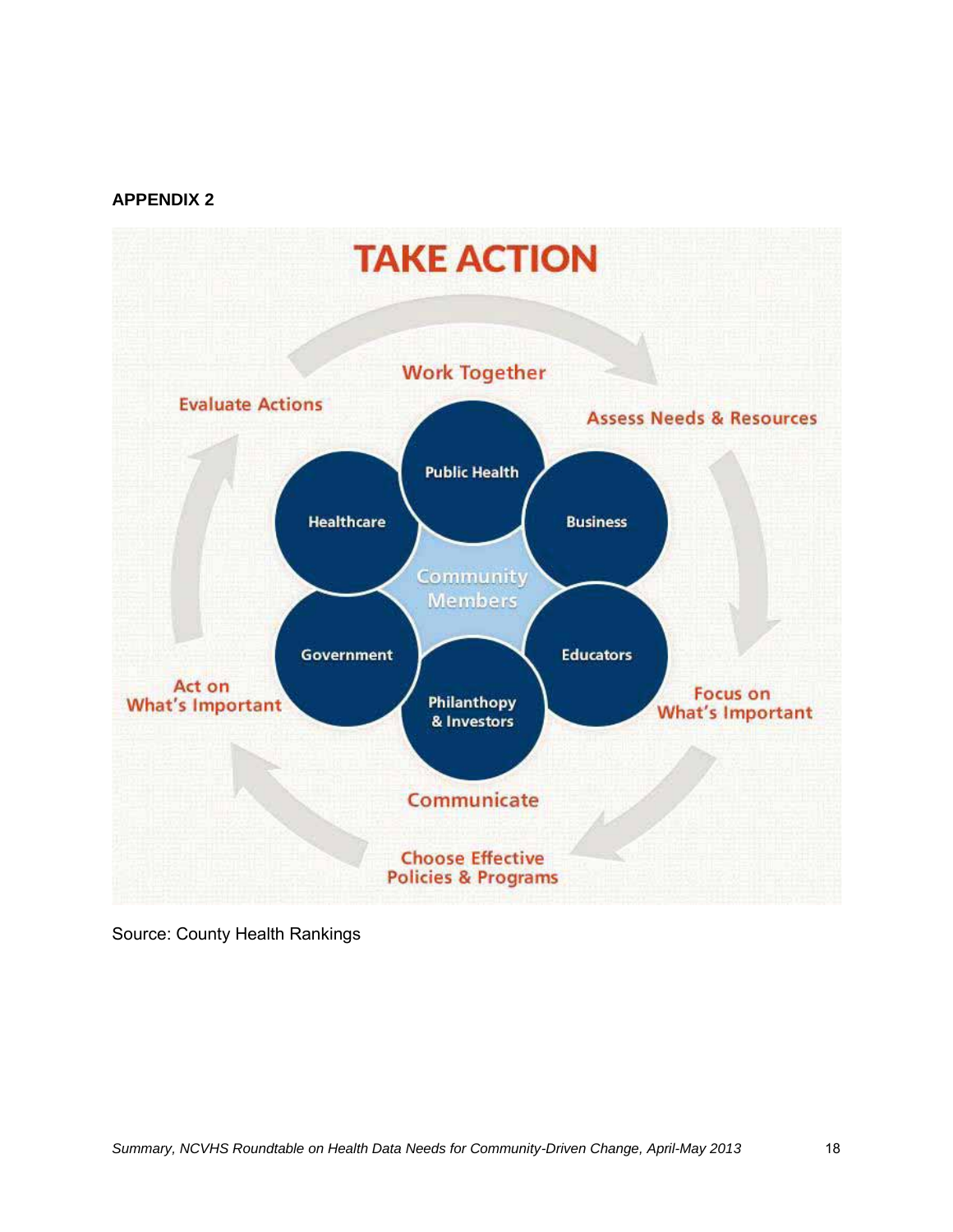**APPENDIX 2**

# TAKE ACTION

Work Together

Assess Needs & Resources

Focus on What's Important

Choose Effective Policies & Programs

Act on What's Important

Evaluate Actions

Communicate

Public Health

Business

Educators

Philanthopy & Investors

Government

Healthcare

Community Members

Source: County Health Rankings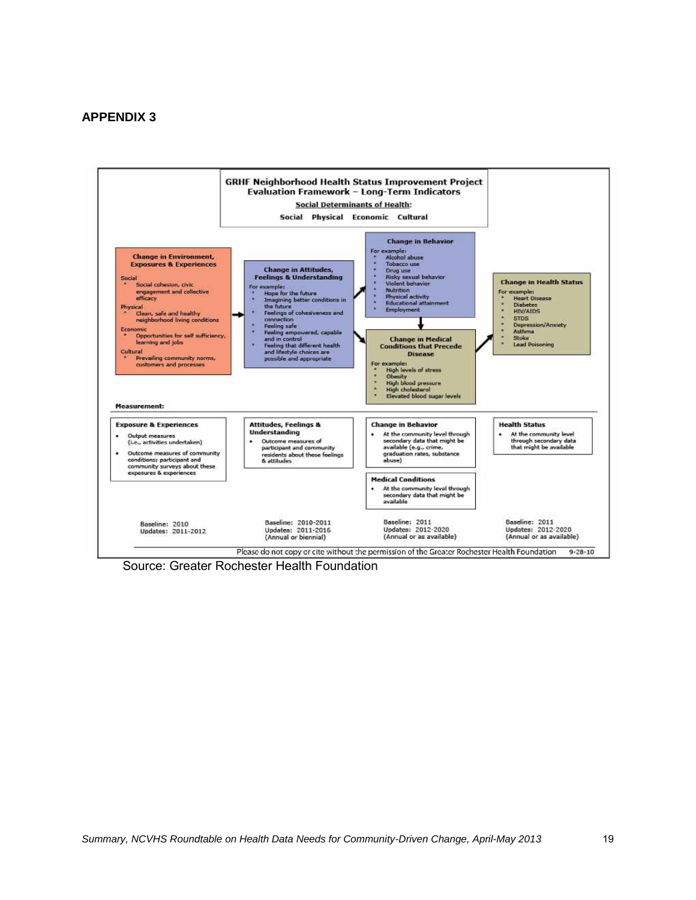## APPENDIX 3

**GRHF Neighborhood Health Status Improvement Project**
**Evaluation Framework – Long-Term Indicators**

**Social Determinants of Health:**

**Social Physical Economic Cultural**

**Change in Environment, Exposures & Experiences**

Social
- Social cohesion, civic engagement and collective efficacy

Physical
- Clean, safe and healthy neighborhood living conditions

Economic
- Opportunities for self sufficiency, learning and jobs

Cultural
- Prevailing community norms, customers and processes

**Change in Attitudes, Feelings & Understanding**

For example:
- Hope for the future
- Imagining better conditions in the future
- Feelings of cohesiveness and connection
- Feeling safe
- Feeling empowered, capable and in control
- Feeling that different health and lifestyle choices are possible and appropriate

**Change in Behavior**

For example:
- Alcohol abuse
- Tobacco use
- Drug use
- Risky sexual behavior
- Violent behavior
- Nutrition
- Physical activity
- Educational attainment
- Employment

**Change in Medical Conditions that Precede Disease**

For example:
- High levels of stress
- Obesity
- High blood pressure
- High cholesterol
- Elevated blood sugar levels

**Change in Health Status**

For example:
- Heart Disease
- Diabetes
- HIV/AIDS
- STDS
- Depression/Anxiety
- Asthma
- Stoke
- Lead Poisoning

**Measurement:**

**Exposure & Experiences**
- Output measures (i.e., activities undertaken)
- Outcome measures of community conditions; participant and community surveys about these exposures & experiences

Baseline: 2010
Updates: 2011-2012

**Attitudes, Feelings & Understanding**
- Outcome measures of participant and community residents about these feelings & attitudes

Baseline: 2010-2011
Updates: 2011-2016
(Annual or biennial)

**Change in Behavior**
- At the community level through secondary data that might be available (e.g., crime, graduation rates, substance abuse)

**Medical Conditions**
- At the community level through secondary data that might be available

Baseline: 2011
Updates: 2012-2020
(Annual or as available)

**Health Status**
- At the community level through secondary data that might be available

Baseline: 2011
Updates: 2012-2020
(Annual or as available)

Please do not copy or cite without the permission of the Greater Rochester Health Foundation 9-28-10

Source: Greater Rochester Health Foundation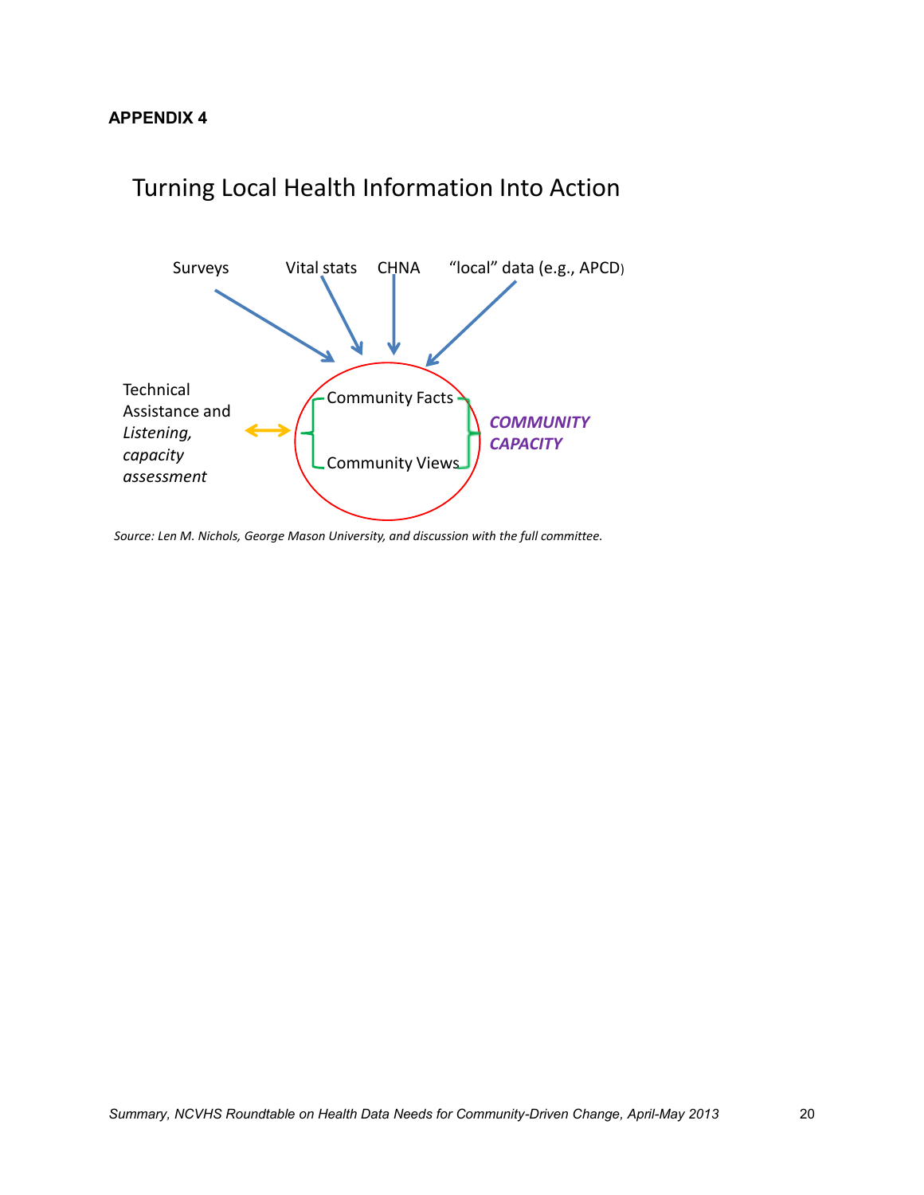**APPENDIX 4**

## Turning Local Health Information Into Action

Surveys

Vital stats

CHNA

"local" data (e.g., APCD)

Technical Assistance and *Listening, capacity assessment*

Community Facts

Community Views

***COMMUNITY CAPACITY***

*Source: Len M. Nichols, George Mason University, and discussion with the full committee.*